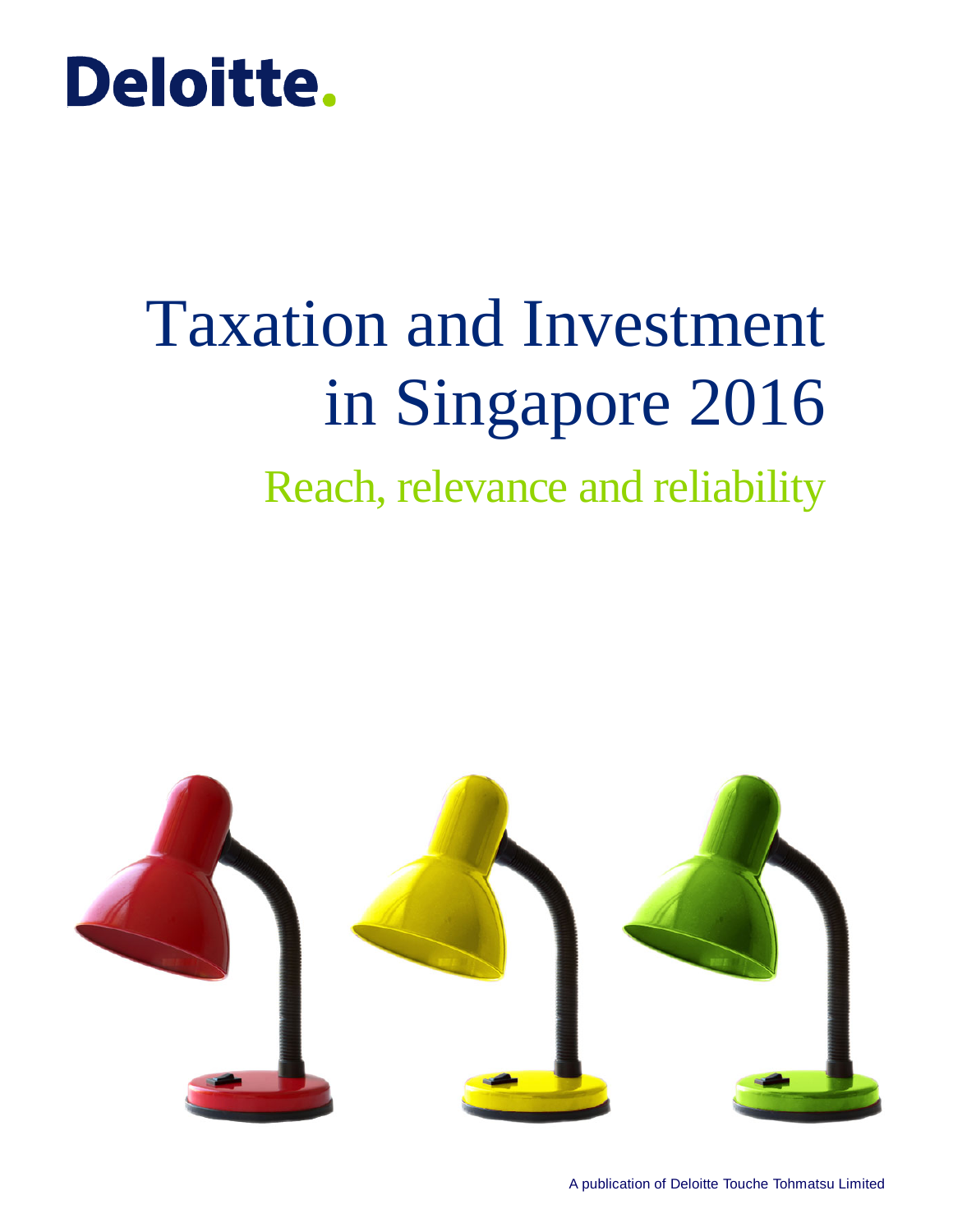Deloitte.

# Taxation and Investment in Singapore 2016

## Reach, relevance and reliability

A publication of Deloitte Touche Tohmatsu Limited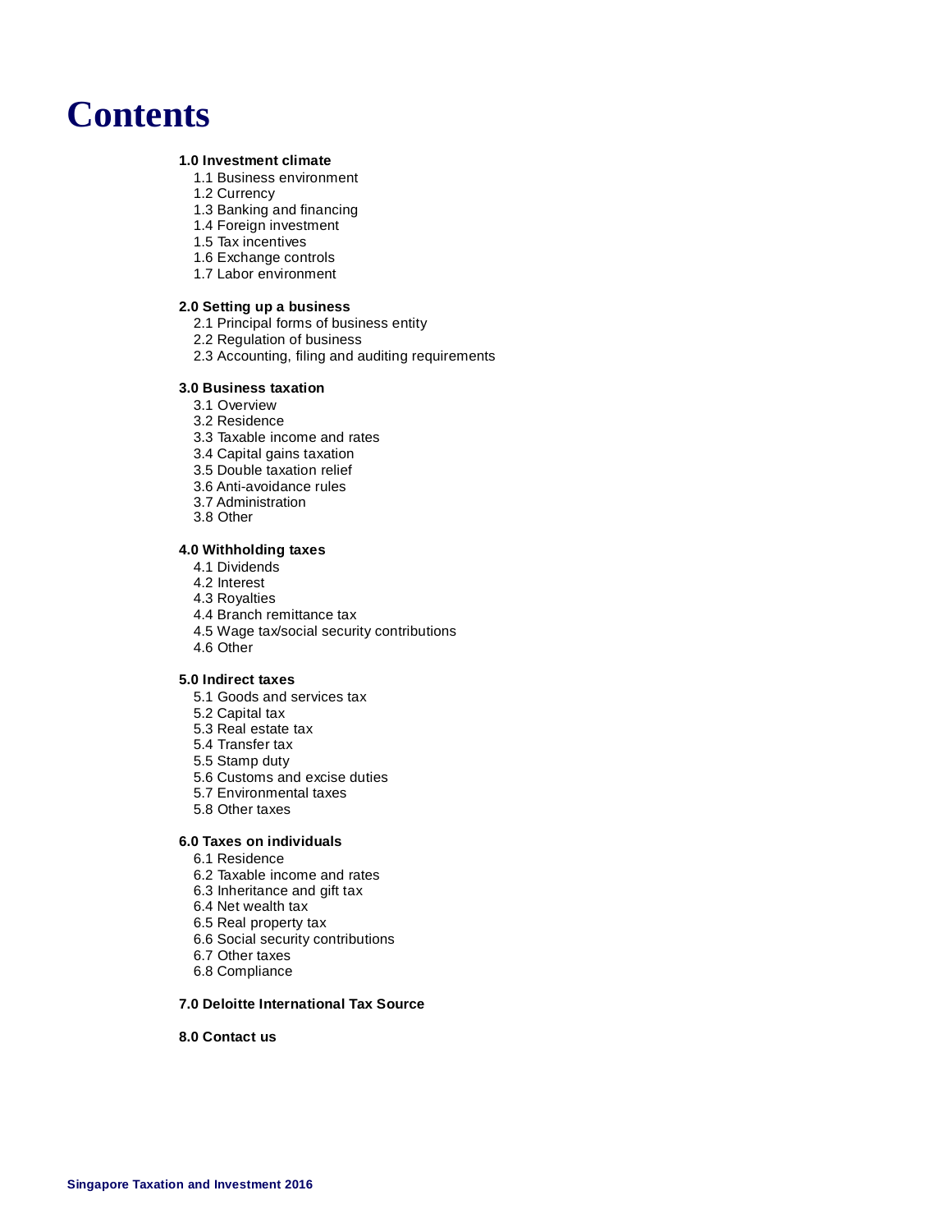# Contents

**1.0 Investment climate**

- 1.1 Business environment
- 1.2 Currency
- 1.3 Banking and financing
- 1.4 Foreign investment
- 1.5 Tax incentives
- 1.6 Exchange controls
- 1.7 Labor environment

**2.0 Setting up a business**

- 2.1 Principal forms of business entity
- 2.2 Regulation of business
- 2.3 Accounting, filing and auditing requirements

**3.0 Business taxation**

- 3.1 Overview
- 3.2 Residence
- 3.3 Taxable income and rates
- 3.4 Capital gains taxation
- 3.5 Double taxation relief
- 3.6 Anti-avoidance rules
- 3.7 Administration
- 3.8 Other

**4.0 Withholding taxes**

- 4.1 Dividends
- 4.2 Interest
- 4.3 Royalties
- 4.4 Branch remittance tax
- 4.5 Wage tax/social security contributions
- 4.6 Other

**5.0 Indirect taxes**

- 5.1 Goods and services tax
- 5.2 Capital tax
- 5.3 Real estate tax
- 5.4 Transfer tax
- 5.5 Stamp duty
- 5.6 Customs and excise duties
- 5.7 Environmental taxes
- 5.8 Other taxes

**6.0 Taxes on individuals**

- 6.1 Residence
- 6.2 Taxable income and rates
- 6.3 Inheritance and gift tax
- 6.4 Net wealth tax
- 6.5 Real property tax
- 6.6 Social security contributions
- 6.7 Other taxes
- 6.8 Compliance

**7.0 Deloitte International Tax Source**

**8.0 Contact us**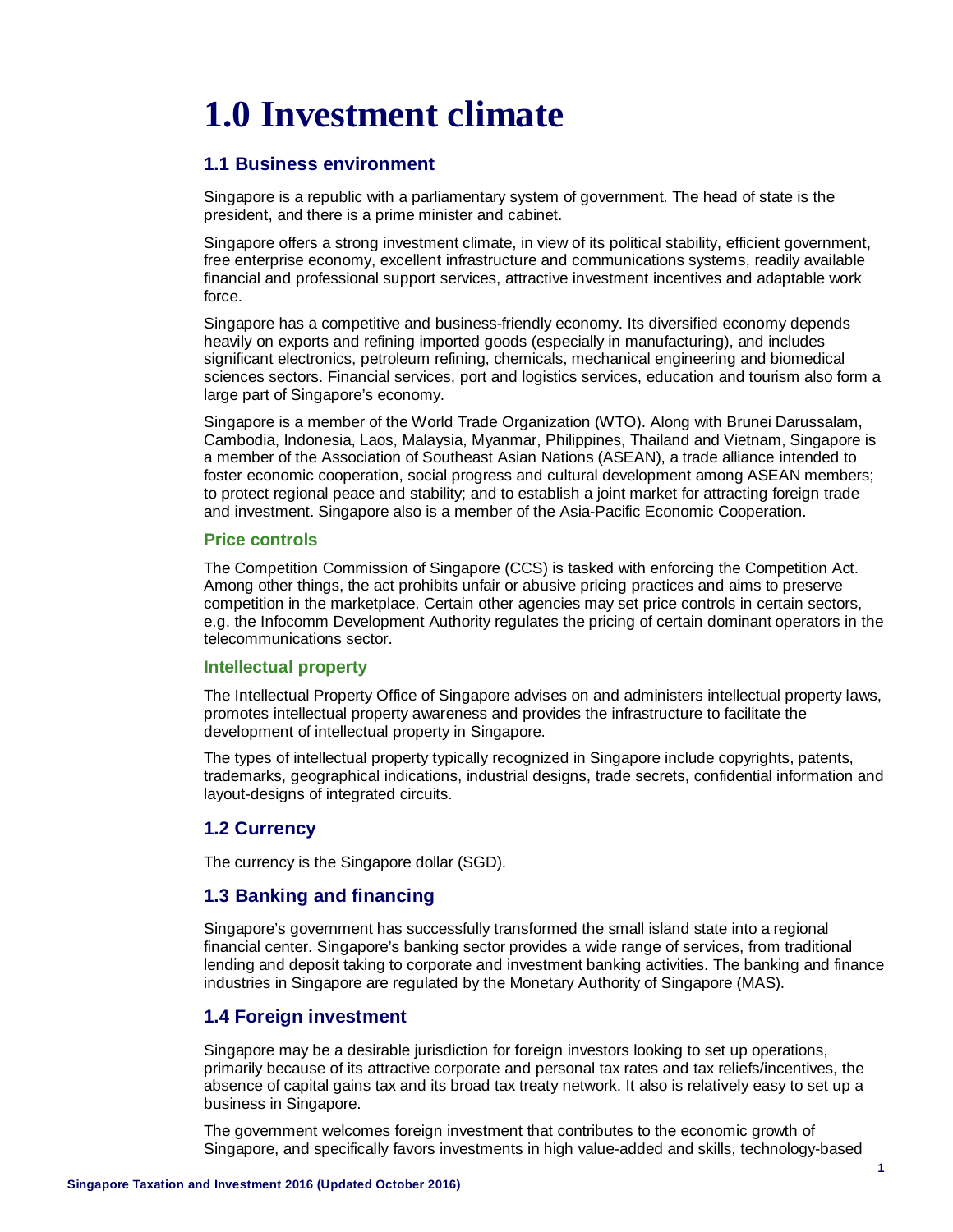# 1.0 Investment climate

## 1.1 Business environment

Singapore is a republic with a parliamentary system of government. The head of state is the president, and there is a prime minister and cabinet.

Singapore offers a strong investment climate, in view of its political stability, efficient government, free enterprise economy, excellent infrastructure and communications systems, readily available financial and professional support services, attractive investment incentives and adaptable work force.

Singapore has a competitive and business-friendly economy. Its diversified economy depends heavily on exports and refining imported goods (especially in manufacturing), and includes significant electronics, petroleum refining, chemicals, mechanical engineering and biomedical sciences sectors. Financial services, port and logistics services, education and tourism also form a large part of Singapore's economy.

Singapore is a member of the World Trade Organization (WTO). Along with Brunei Darussalam, Cambodia, Indonesia, Laos, Malaysia, Myanmar, Philippines, Thailand and Vietnam, Singapore is a member of the Association of Southeast Asian Nations (ASEAN), a trade alliance intended to foster economic cooperation, social progress and cultural development among ASEAN members; to protect regional peace and stability; and to establish a joint market for attracting foreign trade and investment. Singapore also is a member of the Asia-Pacific Economic Cooperation.

### Price controls

The Competition Commission of Singapore (CCS) is tasked with enforcing the Competition Act. Among other things, the act prohibits unfair or abusive pricing practices and aims to preserve competition in the marketplace. Certain other agencies may set price controls in certain sectors, e.g. the Infocomm Development Authority regulates the pricing of certain dominant operators in the telecommunications sector.

### Intellectual property

The Intellectual Property Office of Singapore advises on and administers intellectual property laws, promotes intellectual property awareness and provides the infrastructure to facilitate the development of intellectual property in Singapore.

The types of intellectual property typically recognized in Singapore include copyrights, patents, trademarks, geographical indications, industrial designs, trade secrets, confidential information and layout-designs of integrated circuits.

## 1.2 Currency

The currency is the Singapore dollar (SGD).

## 1.3 Banking and financing

Singapore's government has successfully transformed the small island state into a regional financial center. Singapore's banking sector provides a wide range of services, from traditional lending and deposit taking to corporate and investment banking activities. The banking and finance industries in Singapore are regulated by the Monetary Authority of Singapore (MAS).

## 1.4 Foreign investment

Singapore may be a desirable jurisdiction for foreign investors looking to set up operations, primarily because of its attractive corporate and personal tax rates and tax reliefs/incentives, the absence of capital gains tax and its broad tax treaty network. It also is relatively easy to set up a business in Singapore.

The government welcomes foreign investment that contributes to the economic growth of Singapore, and specifically favors investments in high value-added and skills, technology-based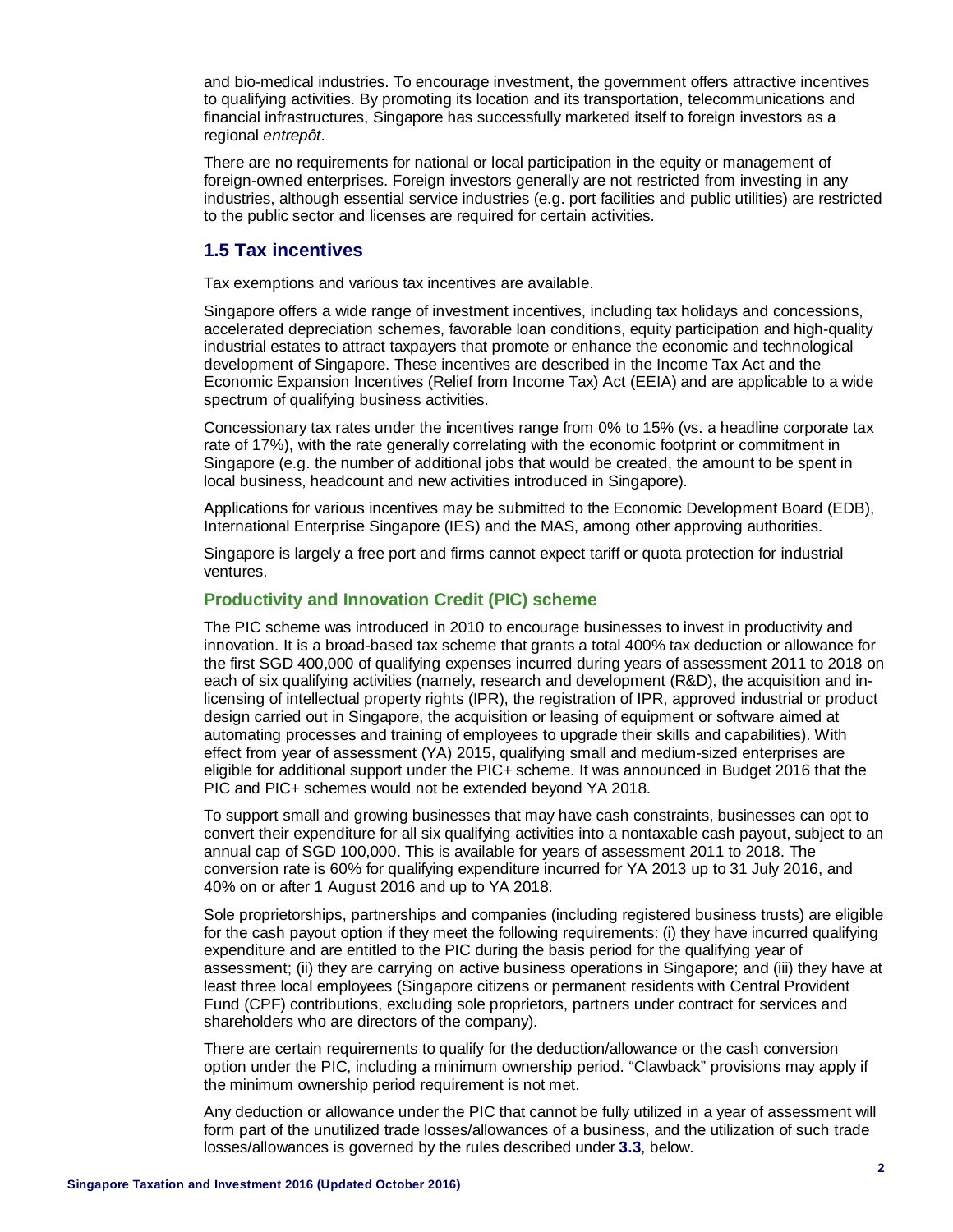and bio-medical industries. To encourage investment, the government offers attractive incentives to qualifying activities. By promoting its location and its transportation, telecommunications and financial infrastructures, Singapore has successfully marketed itself to foreign investors as a regional *entrepôt*.

There are no requirements for national or local participation in the equity or management of foreign-owned enterprises. Foreign investors generally are not restricted from investing in any industries, although essential service industries (e.g. port facilities and public utilities) are restricted to the public sector and licenses are required for certain activities.

## 1.5 Tax incentives

Tax exemptions and various tax incentives are available.

Singapore offers a wide range of investment incentives, including tax holidays and concessions, accelerated depreciation schemes, favorable loan conditions, equity participation and high-quality industrial estates to attract taxpayers that promote or enhance the economic and technological development of Singapore. These incentives are described in the Income Tax Act and the Economic Expansion Incentives (Relief from Income Tax) Act (EEIA) and are applicable to a wide spectrum of qualifying business activities.

Concessionary tax rates under the incentives range from 0% to 15% (vs. a headline corporate tax rate of 17%), with the rate generally correlating with the economic footprint or commitment in Singapore (e.g. the number of additional jobs that would be created, the amount to be spent in local business, headcount and new activities introduced in Singapore).

Applications for various incentives may be submitted to the Economic Development Board (EDB), International Enterprise Singapore (IES) and the MAS, among other approving authorities.

Singapore is largely a free port and firms cannot expect tariff or quota protection for industrial ventures.

### Productivity and Innovation Credit (PIC) scheme

The PIC scheme was introduced in 2010 to encourage businesses to invest in productivity and innovation. It is a broad-based tax scheme that grants a total 400% tax deduction or allowance for the first SGD 400,000 of qualifying expenses incurred during years of assessment 2011 to 2018 on each of six qualifying activities (namely, research and development (R&D), the acquisition and in-licensing of intellectual property rights (IPR), the registration of IPR, approved industrial or product design carried out in Singapore, the acquisition or leasing of equipment or software aimed at automating processes and training of employees to upgrade their skills and capabilities). With effect from year of assessment (YA) 2015, qualifying small and medium-sized enterprises are eligible for additional support under the PIC+ scheme. It was announced in Budget 2016 that the PIC and PIC+ schemes would not be extended beyond YA 2018.

To support small and growing businesses that may have cash constraints, businesses can opt to convert their expenditure for all six qualifying activities into a nontaxable cash payout, subject to an annual cap of SGD 100,000. This is available for years of assessment 2011 to 2018. The conversion rate is 60% for qualifying expenditure incurred for YA 2013 up to 31 July 2016, and 40% on or after 1 August 2016 and up to YA 2018.

Sole proprietorships, partnerships and companies (including registered business trusts) are eligible for the cash payout option if they meet the following requirements: (i) they have incurred qualifying expenditure and are entitled to the PIC during the basis period for the qualifying year of assessment; (ii) they are carrying on active business operations in Singapore; and (iii) they have at least three local employees (Singapore citizens or permanent residents with Central Provident Fund (CPF) contributions, excluding sole proprietors, partners under contract for services and shareholders who are directors of the company).

There are certain requirements to qualify for the deduction/allowance or the cash conversion option under the PIC, including a minimum ownership period. "Clawback" provisions may apply if the minimum ownership period requirement is not met.

Any deduction or allowance under the PIC that cannot be fully utilized in a year of assessment will form part of the unutilized trade losses/allowances of a business, and the utilization of such trade losses/allowances is governed by the rules described under **3.3**, below.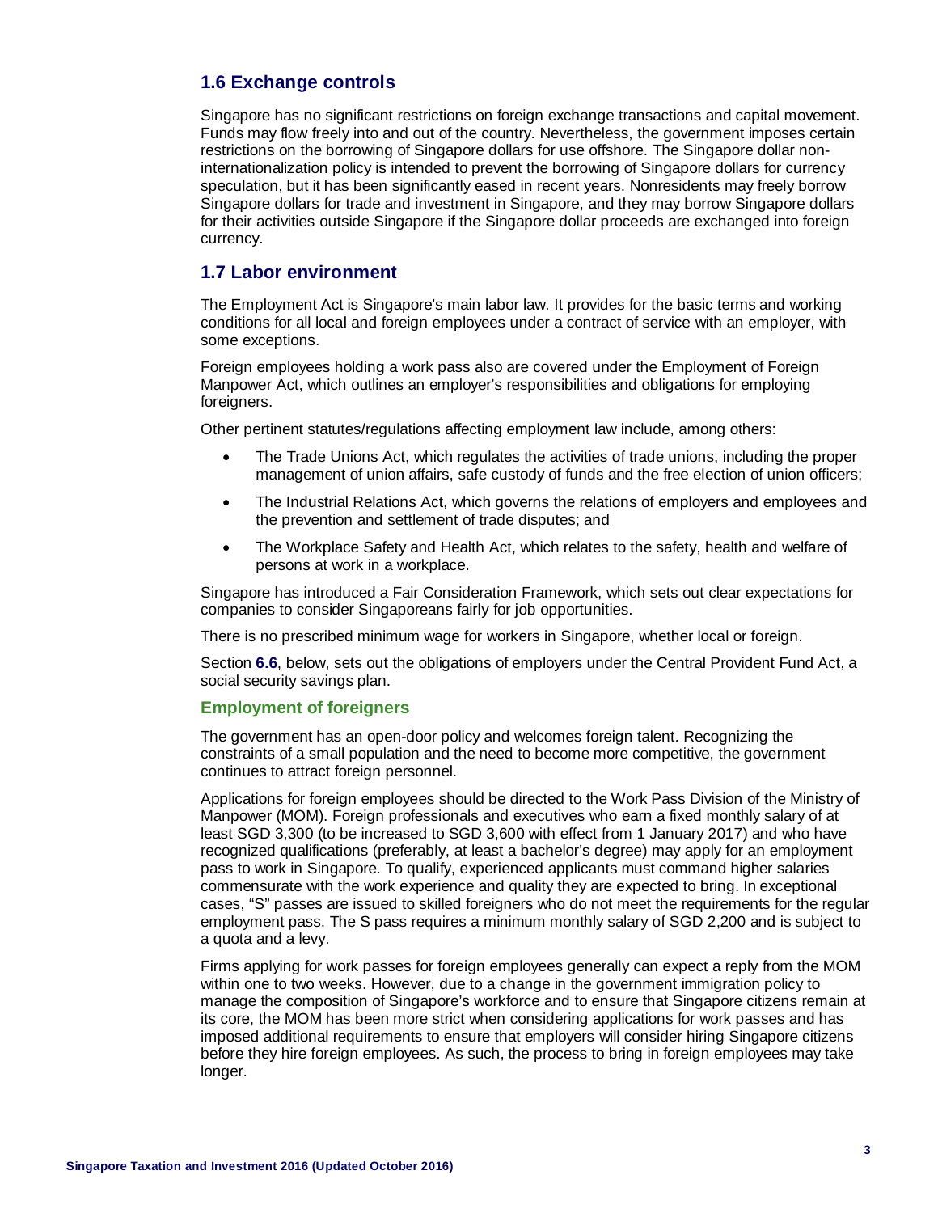## 1.6 Exchange controls

Singapore has no significant restrictions on foreign exchange transactions and capital movement. Funds may flow freely into and out of the country. Nevertheless, the government imposes certain restrictions on the borrowing of Singapore dollars for use offshore. The Singapore dollar non-internationalization policy is intended to prevent the borrowing of Singapore dollars for currency speculation, but it has been significantly eased in recent years. Nonresidents may freely borrow Singapore dollars for trade and investment in Singapore, and they may borrow Singapore dollars for their activities outside Singapore if the Singapore dollar proceeds are exchanged into foreign currency.

## 1.7 Labor environment

The Employment Act is Singapore's main labor law. It provides for the basic terms and working conditions for all local and foreign employees under a contract of service with an employer, with some exceptions.

Foreign employees holding a work pass also are covered under the Employment of Foreign Manpower Act, which outlines an employer's responsibilities and obligations for employing foreigners.

Other pertinent statutes/regulations affecting employment law include, among others:

- The Trade Unions Act, which regulates the activities of trade unions, including the proper management of union affairs, safe custody of funds and the free election of union officers;
- The Industrial Relations Act, which governs the relations of employers and employees and the prevention and settlement of trade disputes; and
- The Workplace Safety and Health Act, which relates to the safety, health and welfare of persons at work in a workplace.

Singapore has introduced a Fair Consideration Framework, which sets out clear expectations for companies to consider Singaporeans fairly for job opportunities.

There is no prescribed minimum wage for workers in Singapore, whether local or foreign.

Section **6.6**, below, sets out the obligations of employers under the Central Provident Fund Act, a social security savings plan.

### Employment of foreigners

The government has an open-door policy and welcomes foreign talent. Recognizing the constraints of a small population and the need to become more competitive, the government continues to attract foreign personnel.

Applications for foreign employees should be directed to the Work Pass Division of the Ministry of Manpower (MOM). Foreign professionals and executives who earn a fixed monthly salary of at least SGD 3,300 (to be increased to SGD 3,600 with effect from 1 January 2017) and who have recognized qualifications (preferably, at least a bachelor's degree) may apply for an employment pass to work in Singapore. To qualify, experienced applicants must command higher salaries commensurate with the work experience and quality they are expected to bring. In exceptional cases, "S" passes are issued to skilled foreigners who do not meet the requirements for the regular employment pass. The S pass requires a minimum monthly salary of SGD 2,200 and is subject to a quota and a levy.

Firms applying for work passes for foreign employees generally can expect a reply from the MOM within one to two weeks. However, due to a change in the government immigration policy to manage the composition of Singapore's workforce and to ensure that Singapore citizens remain at its core, the MOM has been more strict when considering applications for work passes and has imposed additional requirements to ensure that employers will consider hiring Singapore citizens before they hire foreign employees. As such, the process to bring in foreign employees may take longer.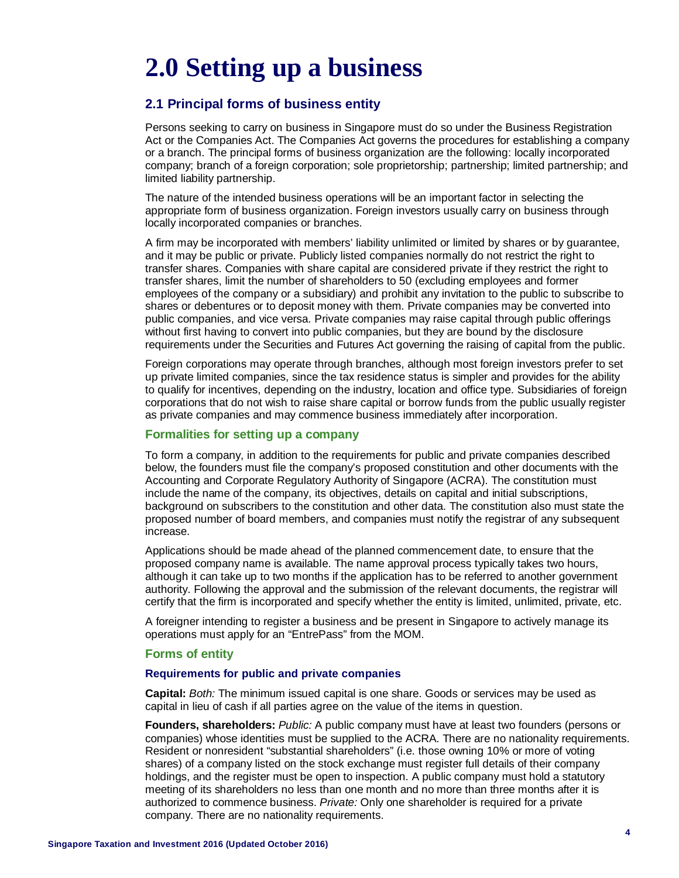# 2.0 Setting up a business

## 2.1 Principal forms of business entity

Persons seeking to carry on business in Singapore must do so under the Business Registration Act or the Companies Act. The Companies Act governs the procedures for establishing a company or a branch. The principal forms of business organization are the following: locally incorporated company; branch of a foreign corporation; sole proprietorship; partnership; limited partnership; and limited liability partnership.

The nature of the intended business operations will be an important factor in selecting the appropriate form of business organization. Foreign investors usually carry on business through locally incorporated companies or branches.

A firm may be incorporated with members' liability unlimited or limited by shares or by guarantee, and it may be public or private. Publicly listed companies normally do not restrict the right to transfer shares. Companies with share capital are considered private if they restrict the right to transfer shares, limit the number of shareholders to 50 (excluding employees and former employees of the company or a subsidiary) and prohibit any invitation to the public to subscribe to shares or debentures or to deposit money with them. Private companies may be converted into public companies, and vice versa. Private companies may raise capital through public offerings without first having to convert into public companies, but they are bound by the disclosure requirements under the Securities and Futures Act governing the raising of capital from the public.

Foreign corporations may operate through branches, although most foreign investors prefer to set up private limited companies, since the tax residence status is simpler and provides for the ability to qualify for incentives, depending on the industry, location and office type. Subsidiaries of foreign corporations that do not wish to raise share capital or borrow funds from the public usually register as private companies and may commence business immediately after incorporation.

### Formalities for setting up a company

To form a company, in addition to the requirements for public and private companies described below, the founders must file the company's proposed constitution and other documents with the Accounting and Corporate Regulatory Authority of Singapore (ACRA). The constitution must include the name of the company, its objectives, details on capital and initial subscriptions, background on subscribers to the constitution and other data. The constitution also must state the proposed number of board members, and companies must notify the registrar of any subsequent increase.

Applications should be made ahead of the planned commencement date, to ensure that the proposed company name is available. The name approval process typically takes two hours, although it can take up to two months if the application has to be referred to another government authority. Following the approval and the submission of the relevant documents, the registrar will certify that the firm is incorporated and specify whether the entity is limited, unlimited, private, etc.

A foreigner intending to register a business and be present in Singapore to actively manage its operations must apply for an "EntrePass" from the MOM.

### Forms of entity

#### Requirements for public and private companies

**Capital:** *Both:* The minimum issued capital is one share. Goods or services may be used as capital in lieu of cash if all parties agree on the value of the items in question.

**Founders, shareholders:** *Public:* A public company must have at least two founders (persons or companies) whose identities must be supplied to the ACRA. There are no nationality requirements. Resident or nonresident "substantial shareholders" (i.e. those owning 10% or more of voting shares) of a company listed on the stock exchange must register full details of their company holdings, and the register must be open to inspection. A public company must hold a statutory meeting of its shareholders no less than one month and no more than three months after it is authorized to commence business. *Private:* Only one shareholder is required for a private company. There are no nationality requirements.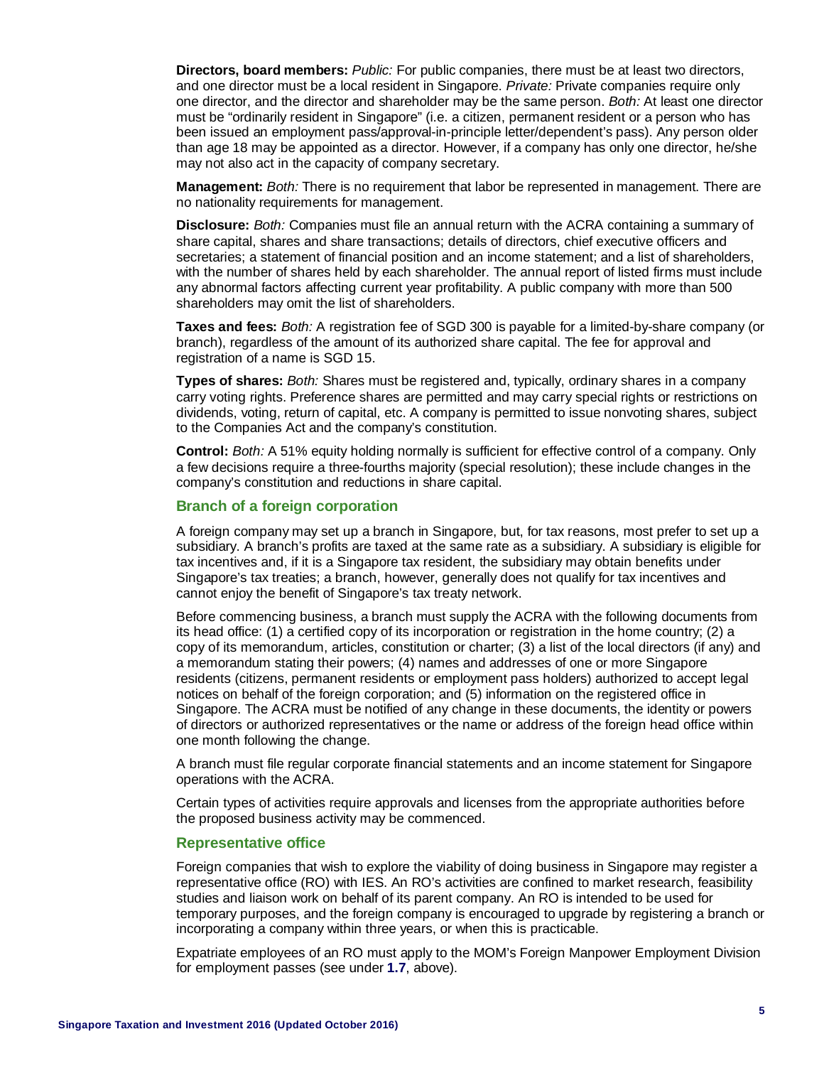**Directors, board members:** *Public:* For public companies, there must be at least two directors, and one director must be a local resident in Singapore. *Private:* Private companies require only one director, and the director and shareholder may be the same person. *Both:* At least one director must be "ordinarily resident in Singapore" (i.e. a citizen, permanent resident or a person who has been issued an employment pass/approval-in-principle letter/dependent's pass). Any person older than age 18 may be appointed as a director. However, if a company has only one director, he/she may not also act in the capacity of company secretary.

**Management:** *Both:* There is no requirement that labor be represented in management. There are no nationality requirements for management.

**Disclosure:** *Both:* Companies must file an annual return with the ACRA containing a summary of share capital, shares and share transactions; details of directors, chief executive officers and secretaries; a statement of financial position and an income statement; and a list of shareholders, with the number of shares held by each shareholder. The annual report of listed firms must include any abnormal factors affecting current year profitability. A public company with more than 500 shareholders may omit the list of shareholders.

**Taxes and fees:** *Both:* A registration fee of SGD 300 is payable for a limited-by-share company (or branch), regardless of the amount of its authorized share capital. The fee for approval and registration of a name is SGD 15.

**Types of shares:** *Both:* Shares must be registered and, typically, ordinary shares in a company carry voting rights. Preference shares are permitted and may carry special rights or restrictions on dividends, voting, return of capital, etc. A company is permitted to issue nonvoting shares, subject to the Companies Act and the company's constitution.

**Control:** *Both:* A 51% equity holding normally is sufficient for effective control of a company. Only a few decisions require a three-fourths majority (special resolution); these include changes in the company's constitution and reductions in share capital.

### Branch of a foreign corporation

A foreign company may set up a branch in Singapore, but, for tax reasons, most prefer to set up a subsidiary. A branch's profits are taxed at the same rate as a subsidiary. A subsidiary is eligible for tax incentives and, if it is a Singapore tax resident, the subsidiary may obtain benefits under Singapore's tax treaties; a branch, however, generally does not qualify for tax incentives and cannot enjoy the benefit of Singapore's tax treaty network.

Before commencing business, a branch must supply the ACRA with the following documents from its head office: (1) a certified copy of its incorporation or registration in the home country; (2) a copy of its memorandum, articles, constitution or charter; (3) a list of the local directors (if any) and a memorandum stating their powers; (4) names and addresses of one or more Singapore residents (citizens, permanent residents or employment pass holders) authorized to accept legal notices on behalf of the foreign corporation; and (5) information on the registered office in Singapore. The ACRA must be notified of any change in these documents, the identity or powers of directors or authorized representatives or the name or address of the foreign head office within one month following the change.

A branch must file regular corporate financial statements and an income statement for Singapore operations with the ACRA.

Certain types of activities require approvals and licenses from the appropriate authorities before the proposed business activity may be commenced.

### Representative office

Foreign companies that wish to explore the viability of doing business in Singapore may register a representative office (RO) with IES. An RO's activities are confined to market research, feasibility studies and liaison work on behalf of its parent company. An RO is intended to be used for temporary purposes, and the foreign company is encouraged to upgrade by registering a branch or incorporating a company within three years, or when this is practicable.

Expatriate employees of an RO must apply to the MOM's Foreign Manpower Employment Division for employment passes (see under **1.7**, above).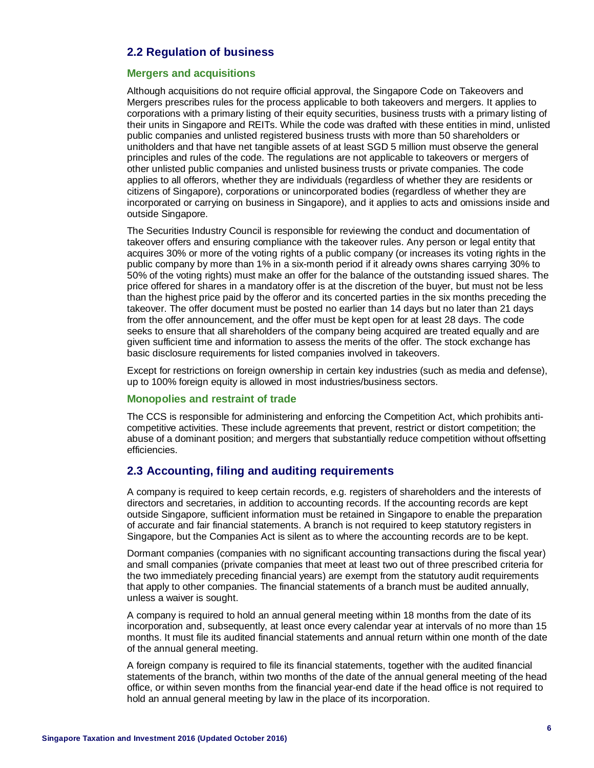## 2.2 Regulation of business

### Mergers and acquisitions

Although acquisitions do not require official approval, the Singapore Code on Takeovers and Mergers prescribes rules for the process applicable to both takeovers and mergers. It applies to corporations with a primary listing of their equity securities, business trusts with a primary listing of their units in Singapore and REITs. While the code was drafted with these entities in mind, unlisted public companies and unlisted registered business trusts with more than 50 shareholders or unitholders and that have net tangible assets of at least SGD 5 million must observe the general principles and rules of the code. The regulations are not applicable to takeovers or mergers of other unlisted public companies and unlisted business trusts or private companies. The code applies to all offerors, whether they are individuals (regardless of whether they are residents or citizens of Singapore), corporations or unincorporated bodies (regardless of whether they are incorporated or carrying on business in Singapore), and it applies to acts and omissions inside and outside Singapore.

The Securities Industry Council is responsible for reviewing the conduct and documentation of takeover offers and ensuring compliance with the takeover rules. Any person or legal entity that acquires 30% or more of the voting rights of a public company (or increases its voting rights in the public company by more than 1% in a six-month period if it already owns shares carrying 30% to 50% of the voting rights) must make an offer for the balance of the outstanding issued shares. The price offered for shares in a mandatory offer is at the discretion of the buyer, but must not be less than the highest price paid by the offeror and its concerted parties in the six months preceding the takeover. The offer document must be posted no earlier than 14 days but no later than 21 days from the offer announcement, and the offer must be kept open for at least 28 days. The code seeks to ensure that all shareholders of the company being acquired are treated equally and are given sufficient time and information to assess the merits of the offer. The stock exchange has basic disclosure requirements for listed companies involved in takeovers.

Except for restrictions on foreign ownership in certain key industries (such as media and defense), up to 100% foreign equity is allowed in most industries/business sectors.

### Monopolies and restraint of trade

The CCS is responsible for administering and enforcing the Competition Act, which prohibits anti-competitive activities. These include agreements that prevent, restrict or distort competition; the abuse of a dominant position; and mergers that substantially reduce competition without offsetting efficiencies.

## 2.3 Accounting, filing and auditing requirements

A company is required to keep certain records, e.g. registers of shareholders and the interests of directors and secretaries, in addition to accounting records. If the accounting records are kept outside Singapore, sufficient information must be retained in Singapore to enable the preparation of accurate and fair financial statements. A branch is not required to keep statutory registers in Singapore, but the Companies Act is silent as to where the accounting records are to be kept.

Dormant companies (companies with no significant accounting transactions during the fiscal year) and small companies (private companies that meet at least two out of three prescribed criteria for the two immediately preceding financial years) are exempt from the statutory audit requirements that apply to other companies. The financial statements of a branch must be audited annually, unless a waiver is sought.

A company is required to hold an annual general meeting within 18 months from the date of its incorporation and, subsequently, at least once every calendar year at intervals of no more than 15 months. It must file its audited financial statements and annual return within one month of the date of the annual general meeting.

A foreign company is required to file its financial statements, together with the audited financial statements of the branch, within two months of the date of the annual general meeting of the head office, or within seven months from the financial year-end date if the head office is not required to hold an annual general meeting by law in the place of its incorporation.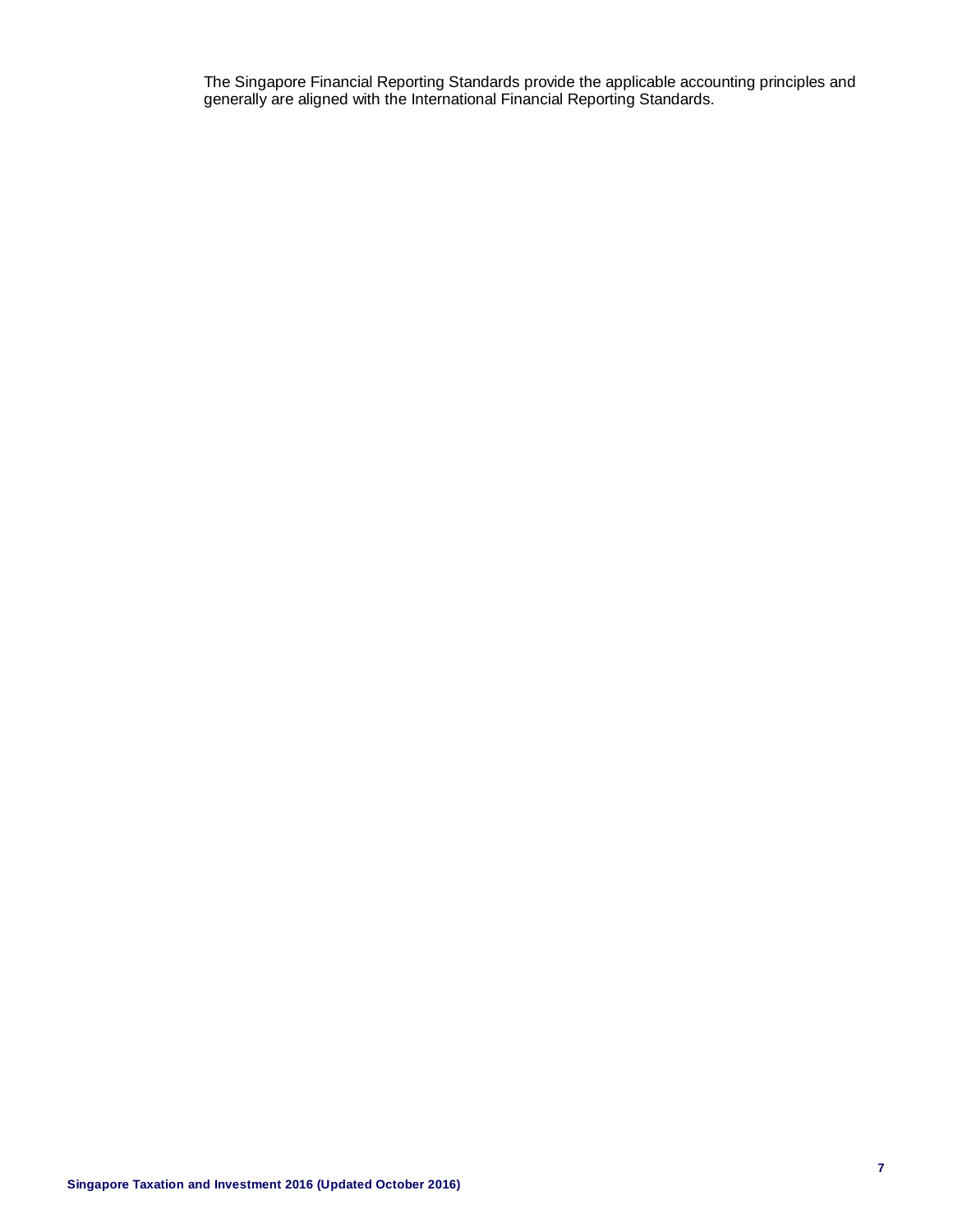The Singapore Financial Reporting Standards provide the applicable accounting principles and generally are aligned with the International Financial Reporting Standards.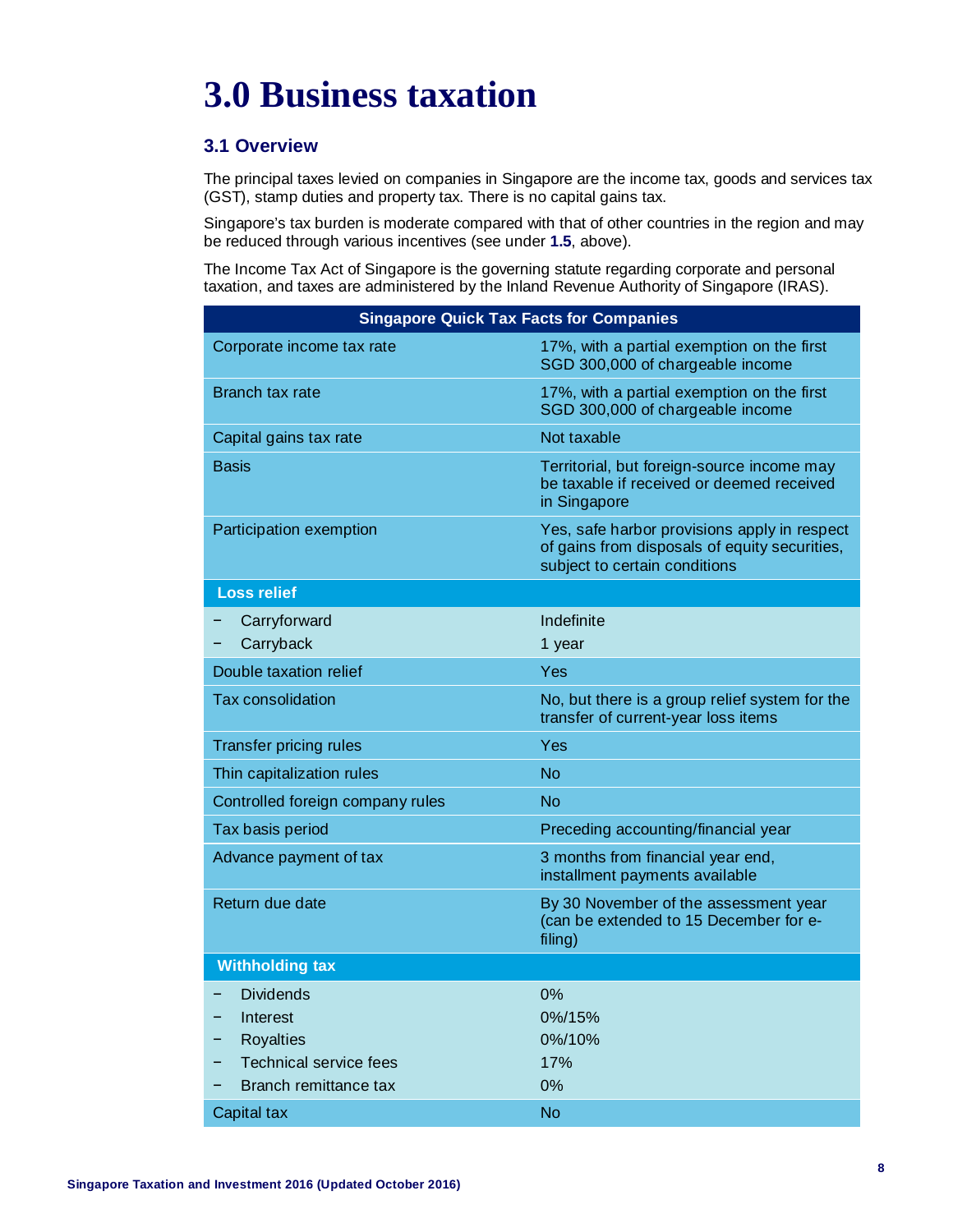# 3.0 Business taxation

## 3.1 Overview

The principal taxes levied on companies in Singapore are the income tax, goods and services tax (GST), stamp duties and property tax. There is no capital gains tax.

Singapore's tax burden is moderate compared with that of other countries in the region and may be reduced through various incentives (see under **1.5**, above).

The Income Tax Act of Singapore is the governing statute regarding corporate and personal taxation, and taxes are administered by the Inland Revenue Authority of Singapore (IRAS).

| Singapore Quick Tax Facts for Companies | |
|---|---|
| Corporate income tax rate | 17%, with a partial exemption on the first SGD 300,000 of chargeable income |
| Branch tax rate | 17%, with a partial exemption on the first SGD 300,000 of chargeable income |
| Capital gains tax rate | Not taxable |
| Basis | Territorial, but foreign-source income may be taxable if received or deemed received in Singapore |
| Participation exemption | Yes, safe harbor provisions apply in respect of gains from disposals of equity securities, subject to certain conditions |
| **Loss relief** | |
| − Carryforward | Indefinite |
| − Carryback | 1 year |
| Double taxation relief | Yes |
| Tax consolidation | No, but there is a group relief system for the transfer of current-year loss items |
| Transfer pricing rules | Yes |
| Thin capitalization rules | No |
| Controlled foreign company rules | No |
| Tax basis period | Preceding accounting/financial year |
| Advance payment of tax | 3 months from financial year end, installment payments available |
| Return due date | By 30 November of the assessment year (can be extended to 15 December for e-filing) |
| **Withholding tax** | |
| − Dividends | 0% |
| − Interest | 0%/15% |
| − Royalties | 0%/10% |
| − Technical service fees | 17% |
| − Branch remittance tax | 0% |
| Capital tax | No |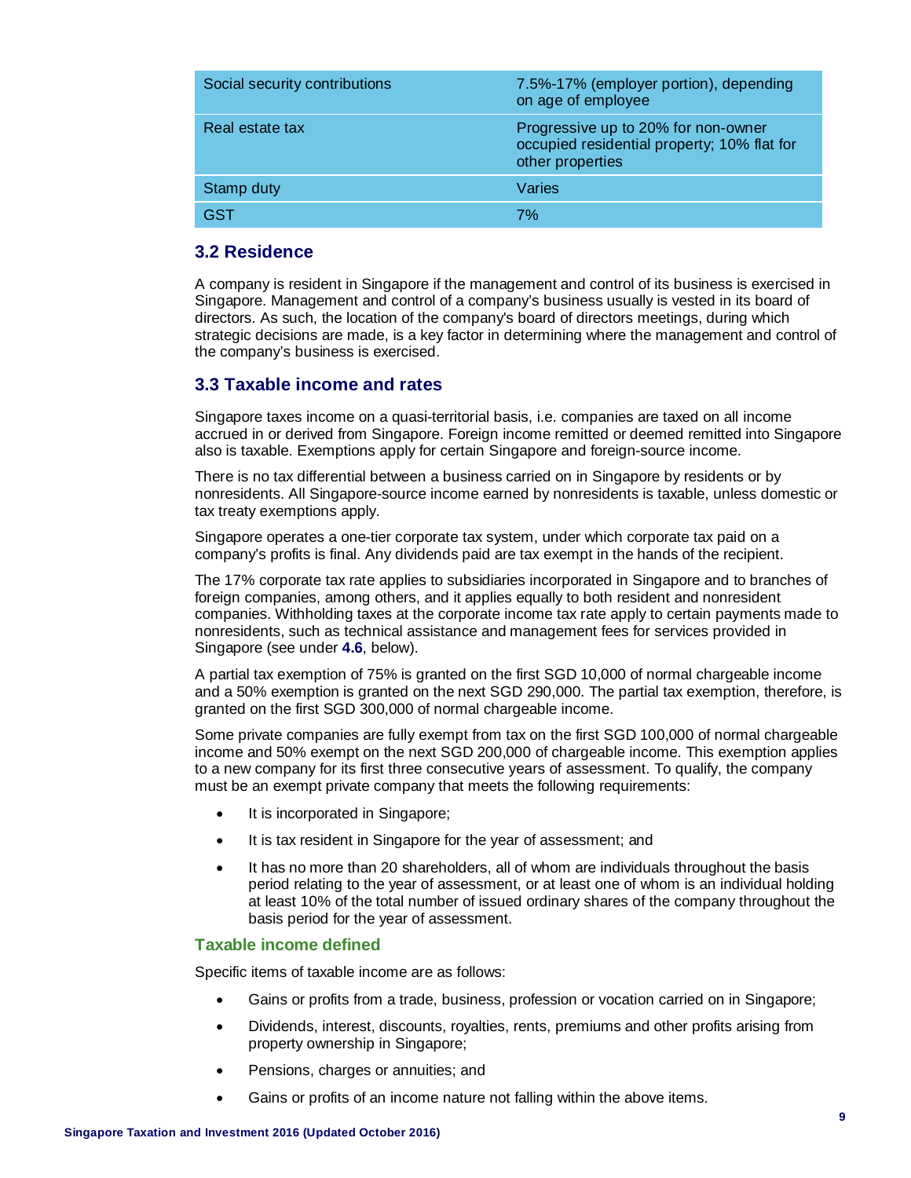| | |
|---|---|
| Social security contributions | 7.5%-17% (employer portion), depending on age of employee |
| Real estate tax | Progressive up to 20% for non-owner occupied residential property; 10% flat for other properties |
| Stamp duty | Varies |
| GST | 7% |

## 3.2 Residence

A company is resident in Singapore if the management and control of its business is exercised in Singapore. Management and control of a company's business usually is vested in its board of directors. As such, the location of the company's board of directors meetings, during which strategic decisions are made, is a key factor in determining where the management and control of the company's business is exercised.

## 3.3 Taxable income and rates

Singapore taxes income on a quasi-territorial basis, i.e. companies are taxed on all income accrued in or derived from Singapore. Foreign income remitted or deemed remitted into Singapore also is taxable. Exemptions apply for certain Singapore and foreign-source income.

There is no tax differential between a business carried on in Singapore by residents or by nonresidents. All Singapore-source income earned by nonresidents is taxable, unless domestic or tax treaty exemptions apply.

Singapore operates a one-tier corporate tax system, under which corporate tax paid on a company's profits is final. Any dividends paid are tax exempt in the hands of the recipient.

The 17% corporate tax rate applies to subsidiaries incorporated in Singapore and to branches of foreign companies, among others, and it applies equally to both resident and nonresident companies. Withholding taxes at the corporate income tax rate apply to certain payments made to nonresidents, such as technical assistance and management fees for services provided in Singapore (see under **4.6**, below).

A partial tax exemption of 75% is granted on the first SGD 10,000 of normal chargeable income and a 50% exemption is granted on the next SGD 290,000. The partial tax exemption, therefore, is granted on the first SGD 300,000 of normal chargeable income.

Some private companies are fully exempt from tax on the first SGD 100,000 of normal chargeable income and 50% exempt on the next SGD 200,000 of chargeable income. This exemption applies to a new company for its first three consecutive years of assessment. To qualify, the company must be an exempt private company that meets the following requirements:

- It is incorporated in Singapore;
- It is tax resident in Singapore for the year of assessment; and
- It has no more than 20 shareholders, all of whom are individuals throughout the basis period relating to the year of assessment, or at least one of whom is an individual holding at least 10% of the total number of issued ordinary shares of the company throughout the basis period for the year of assessment.

### Taxable income defined

Specific items of taxable income are as follows:

- Gains or profits from a trade, business, profession or vocation carried on in Singapore;
- Dividends, interest, discounts, royalties, rents, premiums and other profits arising from property ownership in Singapore;
- Pensions, charges or annuities; and
- Gains or profits of an income nature not falling within the above items.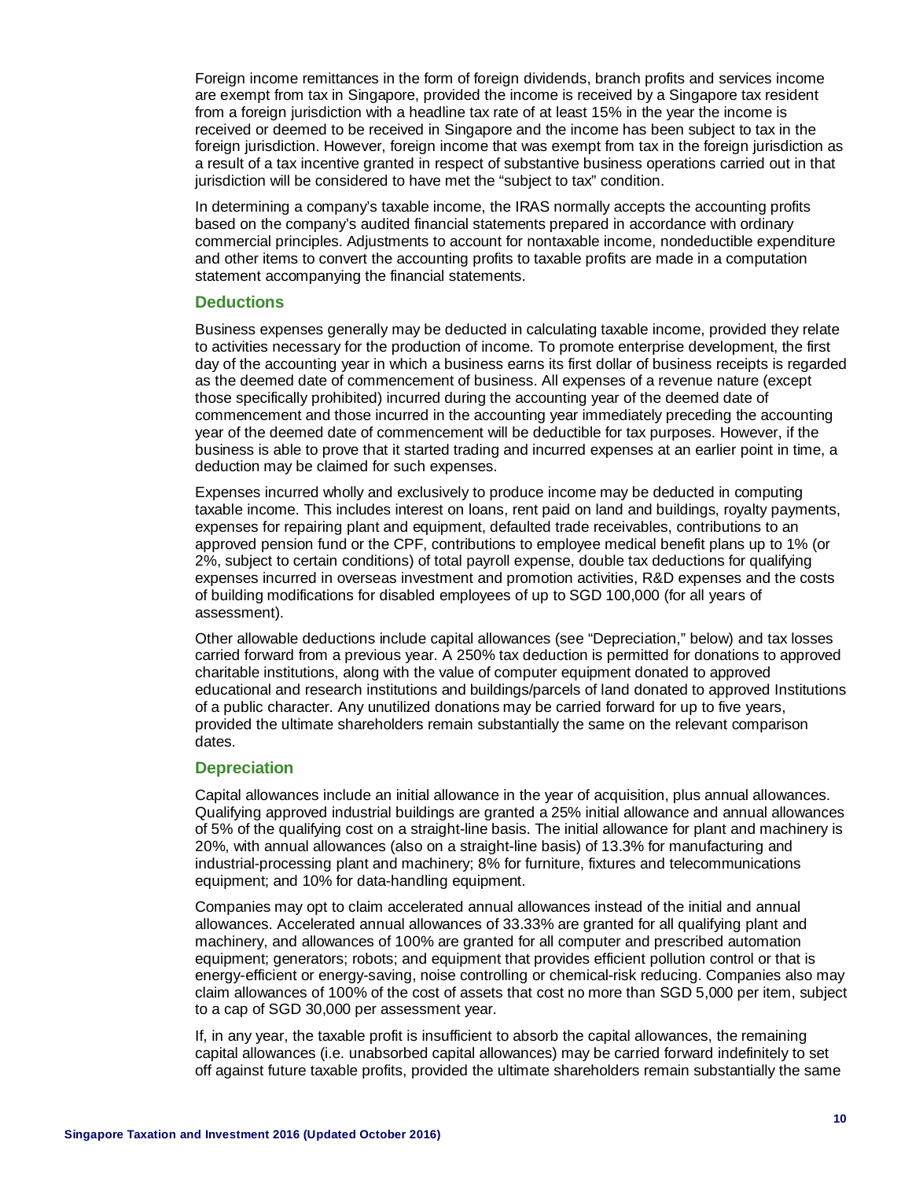Foreign income remittances in the form of foreign dividends, branch profits and services income are exempt from tax in Singapore, provided the income is received by a Singapore tax resident from a foreign jurisdiction with a headline tax rate of at least 15% in the year the income is received or deemed to be received in Singapore and the income has been subject to tax in the foreign jurisdiction. However, foreign income that was exempt from tax in the foreign jurisdiction as a result of a tax incentive granted in respect of substantive business operations carried out in that jurisdiction will be considered to have met the "subject to tax" condition.

In determining a company's taxable income, the IRAS normally accepts the accounting profits based on the company's audited financial statements prepared in accordance with ordinary commercial principles. Adjustments to account for nontaxable income, nondeductible expenditure and other items to convert the accounting profits to taxable profits are made in a computation statement accompanying the financial statements.

### Deductions

Business expenses generally may be deducted in calculating taxable income, provided they relate to activities necessary for the production of income. To promote enterprise development, the first day of the accounting year in which a business earns its first dollar of business receipts is regarded as the deemed date of commencement of business. All expenses of a revenue nature (except those specifically prohibited) incurred during the accounting year of the deemed date of commencement and those incurred in the accounting year immediately preceding the accounting year of the deemed date of commencement will be deductible for tax purposes. However, if the business is able to prove that it started trading and incurred expenses at an earlier point in time, a deduction may be claimed for such expenses.

Expenses incurred wholly and exclusively to produce income may be deducted in computing taxable income. This includes interest on loans, rent paid on land and buildings, royalty payments, expenses for repairing plant and equipment, defaulted trade receivables, contributions to an approved pension fund or the CPF, contributions to employee medical benefit plans up to 1% (or 2%, subject to certain conditions) of total payroll expense, double tax deductions for qualifying expenses incurred in overseas investment and promotion activities, R&D expenses and the costs of building modifications for disabled employees of up to SGD 100,000 (for all years of assessment).

Other allowable deductions include capital allowances (see "Depreciation," below) and tax losses carried forward from a previous year. A 250% tax deduction is permitted for donations to approved charitable institutions, along with the value of computer equipment donated to approved educational and research institutions and buildings/parcels of land donated to approved Institutions of a public character. Any unutilized donations may be carried forward for up to five years, provided the ultimate shareholders remain substantially the same on the relevant comparison dates.

### Depreciation

Capital allowances include an initial allowance in the year of acquisition, plus annual allowances. Qualifying approved industrial buildings are granted a 25% initial allowance and annual allowances of 5% of the qualifying cost on a straight-line basis. The initial allowance for plant and machinery is 20%, with annual allowances (also on a straight-line basis) of 13.3% for manufacturing and industrial-processing plant and machinery; 8% for furniture, fixtures and telecommunications equipment; and 10% for data-handling equipment.

Companies may opt to claim accelerated annual allowances instead of the initial and annual allowances. Accelerated annual allowances of 33.33% are granted for all qualifying plant and machinery, and allowances of 100% are granted for all computer and prescribed automation equipment; generators; robots; and equipment that provides efficient pollution control or that is energy-efficient or energy-saving, noise controlling or chemical-risk reducing. Companies also may claim allowances of 100% of the cost of assets that cost no more than SGD 5,000 per item, subject to a cap of SGD 30,000 per assessment year.

If, in any year, the taxable profit is insufficient to absorb the capital allowances, the remaining capital allowances (i.e. unabsorbed capital allowances) may be carried forward indefinitely to set off against future taxable profits, provided the ultimate shareholders remain substantially the same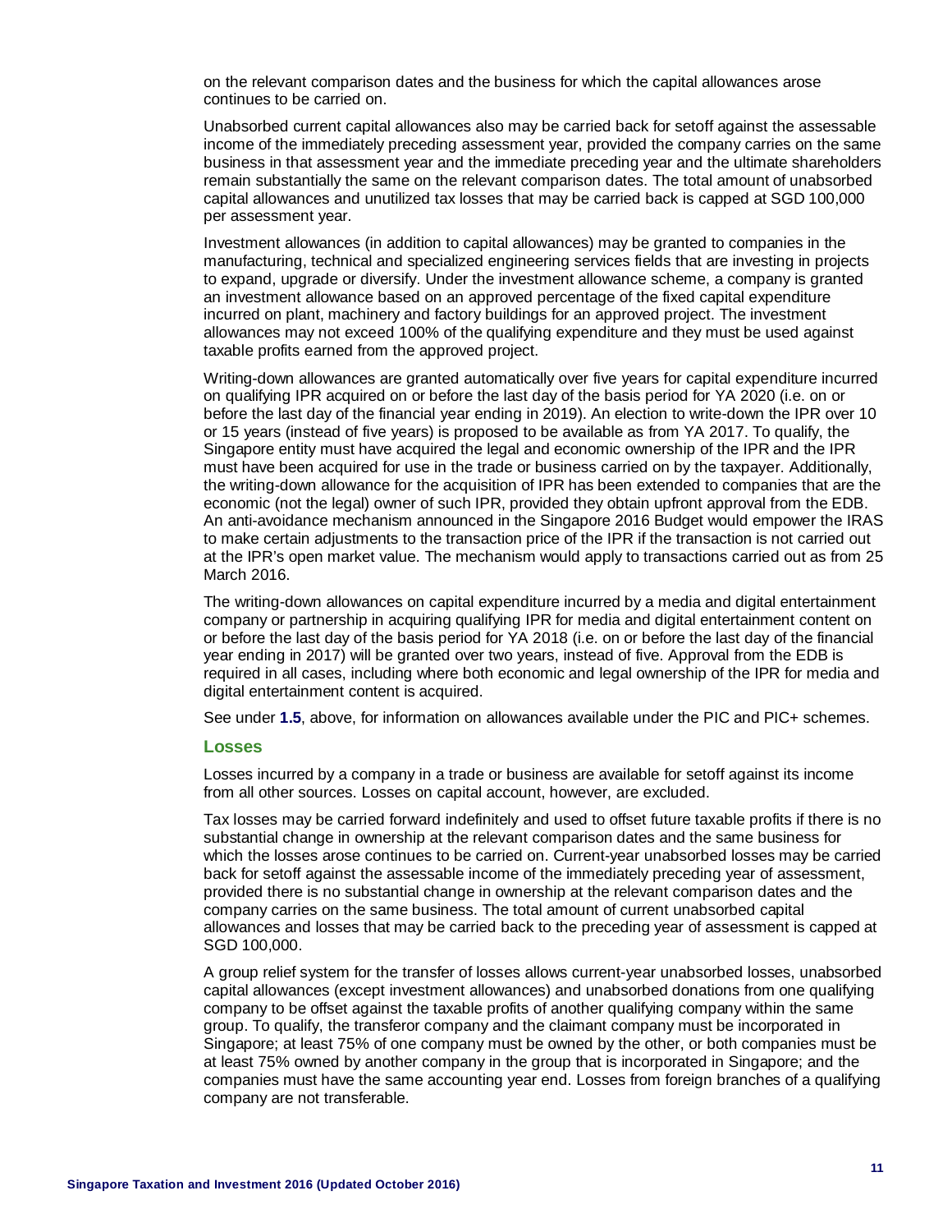on the relevant comparison dates and the business for which the capital allowances arose continues to be carried on.

Unabsorbed current capital allowances also may be carried back for setoff against the assessable income of the immediately preceding assessment year, provided the company carries on the same business in that assessment year and the immediate preceding year and the ultimate shareholders remain substantially the same on the relevant comparison dates. The total amount of unabsorbed capital allowances and unutilized tax losses that may be carried back is capped at SGD 100,000 per assessment year.

Investment allowances (in addition to capital allowances) may be granted to companies in the manufacturing, technical and specialized engineering services fields that are investing in projects to expand, upgrade or diversify. Under the investment allowance scheme, a company is granted an investment allowance based on an approved percentage of the fixed capital expenditure incurred on plant, machinery and factory buildings for an approved project. The investment allowances may not exceed 100% of the qualifying expenditure and they must be used against taxable profits earned from the approved project.

Writing-down allowances are granted automatically over five years for capital expenditure incurred on qualifying IPR acquired on or before the last day of the basis period for YA 2020 (i.e. on or before the last day of the financial year ending in 2019). An election to write-down the IPR over 10 or 15 years (instead of five years) is proposed to be available as from YA 2017. To qualify, the Singapore entity must have acquired the legal and economic ownership of the IPR and the IPR must have been acquired for use in the trade or business carried on by the taxpayer. Additionally, the writing-down allowance for the acquisition of IPR has been extended to companies that are the economic (not the legal) owner of such IPR, provided they obtain upfront approval from the EDB. An anti-avoidance mechanism announced in the Singapore 2016 Budget would empower the IRAS to make certain adjustments to the transaction price of the IPR if the transaction is not carried out at the IPR's open market value. The mechanism would apply to transactions carried out as from 25 March 2016.

The writing-down allowances on capital expenditure incurred by a media and digital entertainment company or partnership in acquiring qualifying IPR for media and digital entertainment content on or before the last day of the basis period for YA 2018 (i.e. on or before the last day of the financial year ending in 2017) will be granted over two years, instead of five. Approval from the EDB is required in all cases, including where both economic and legal ownership of the IPR for media and digital entertainment content is acquired.

See under **1.5**, above, for information on allowances available under the PIC and PIC+ schemes.

### Losses

Losses incurred by a company in a trade or business are available for setoff against its income from all other sources. Losses on capital account, however, are excluded.

Tax losses may be carried forward indefinitely and used to offset future taxable profits if there is no substantial change in ownership at the relevant comparison dates and the same business for which the losses arose continues to be carried on. Current-year unabsorbed losses may be carried back for setoff against the assessable income of the immediately preceding year of assessment, provided there is no substantial change in ownership at the relevant comparison dates and the company carries on the same business. The total amount of current unabsorbed capital allowances and losses that may be carried back to the preceding year of assessment is capped at SGD 100,000.

A group relief system for the transfer of losses allows current-year unabsorbed losses, unabsorbed capital allowances (except investment allowances) and unabsorbed donations from one qualifying company to be offset against the taxable profits of another qualifying company within the same group. To qualify, the transferor company and the claimant company must be incorporated in Singapore; at least 75% of one company must be owned by the other, or both companies must be at least 75% owned by another company in the group that is incorporated in Singapore; and the companies must have the same accounting year end. Losses from foreign branches of a qualifying company are not transferable.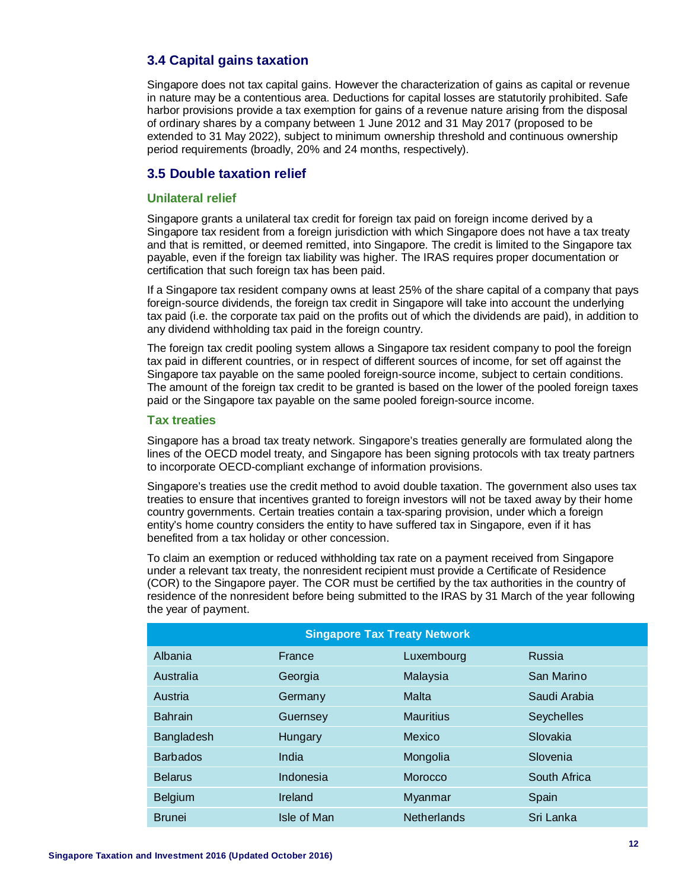## 3.4 Capital gains taxation

Singapore does not tax capital gains. However the characterization of gains as capital or revenue in nature may be a contentious area. Deductions for capital losses are statutorily prohibited. Safe harbor provisions provide a tax exemption for gains of a revenue nature arising from the disposal of ordinary shares by a company between 1 June 2012 and 31 May 2017 (proposed to be extended to 31 May 2022), subject to minimum ownership threshold and continuous ownership period requirements (broadly, 20% and 24 months, respectively).

## 3.5 Double taxation relief

### Unilateral relief

Singapore grants a unilateral tax credit for foreign tax paid on foreign income derived by a Singapore tax resident from a foreign jurisdiction with which Singapore does not have a tax treaty and that is remitted, or deemed remitted, into Singapore. The credit is limited to the Singapore tax payable, even if the foreign tax liability was higher. The IRAS requires proper documentation or certification that such foreign tax has been paid.

If a Singapore tax resident company owns at least 25% of the share capital of a company that pays foreign-source dividends, the foreign tax credit in Singapore will take into account the underlying tax paid (i.e. the corporate tax paid on the profits out of which the dividends are paid), in addition to any dividend withholding tax paid in the foreign country.

The foreign tax credit pooling system allows a Singapore tax resident company to pool the foreign tax paid in different countries, or in respect of different sources of income, for set off against the Singapore tax payable on the same pooled foreign-source income, subject to certain conditions. The amount of the foreign tax credit to be granted is based on the lower of the pooled foreign taxes paid or the Singapore tax payable on the same pooled foreign-source income.

### Tax treaties

Singapore has a broad tax treaty network. Singapore's treaties generally are formulated along the lines of the OECD model treaty, and Singapore has been signing protocols with tax treaty partners to incorporate OECD-compliant exchange of information provisions.

Singapore's treaties use the credit method to avoid double taxation. The government also uses tax treaties to ensure that incentives granted to foreign investors will not be taxed away by their home country governments. Certain treaties contain a tax-sparing provision, under which a foreign entity's home country considers the entity to have suffered tax in Singapore, even if it has benefited from a tax holiday or other concession.

To claim an exemption or reduced withholding tax rate on a payment received from Singapore under a relevant tax treaty, the nonresident recipient must provide a Certificate of Residence (COR) to the Singapore payer. The COR must be certified by the tax authorities in the country of residence of the nonresident before being submitted to the IRAS by 31 March of the year following the year of payment.

| Singapore Tax Treaty Network | | | |
|---|---|---|---|
| Albania | France | Luxembourg | Russia |
| Australia | Georgia | Malaysia | San Marino |
| Austria | Germany | Malta | Saudi Arabia |
| Bahrain | Guernsey | Mauritius | Seychelles |
| Bangladesh | Hungary | Mexico | Slovakia |
| Barbados | India | Mongolia | Slovenia |
| Belarus | Indonesia | Morocco | South Africa |
| Belgium | Ireland | Myanmar | Spain |
| Brunei | Isle of Man | Netherlands | Sri Lanka |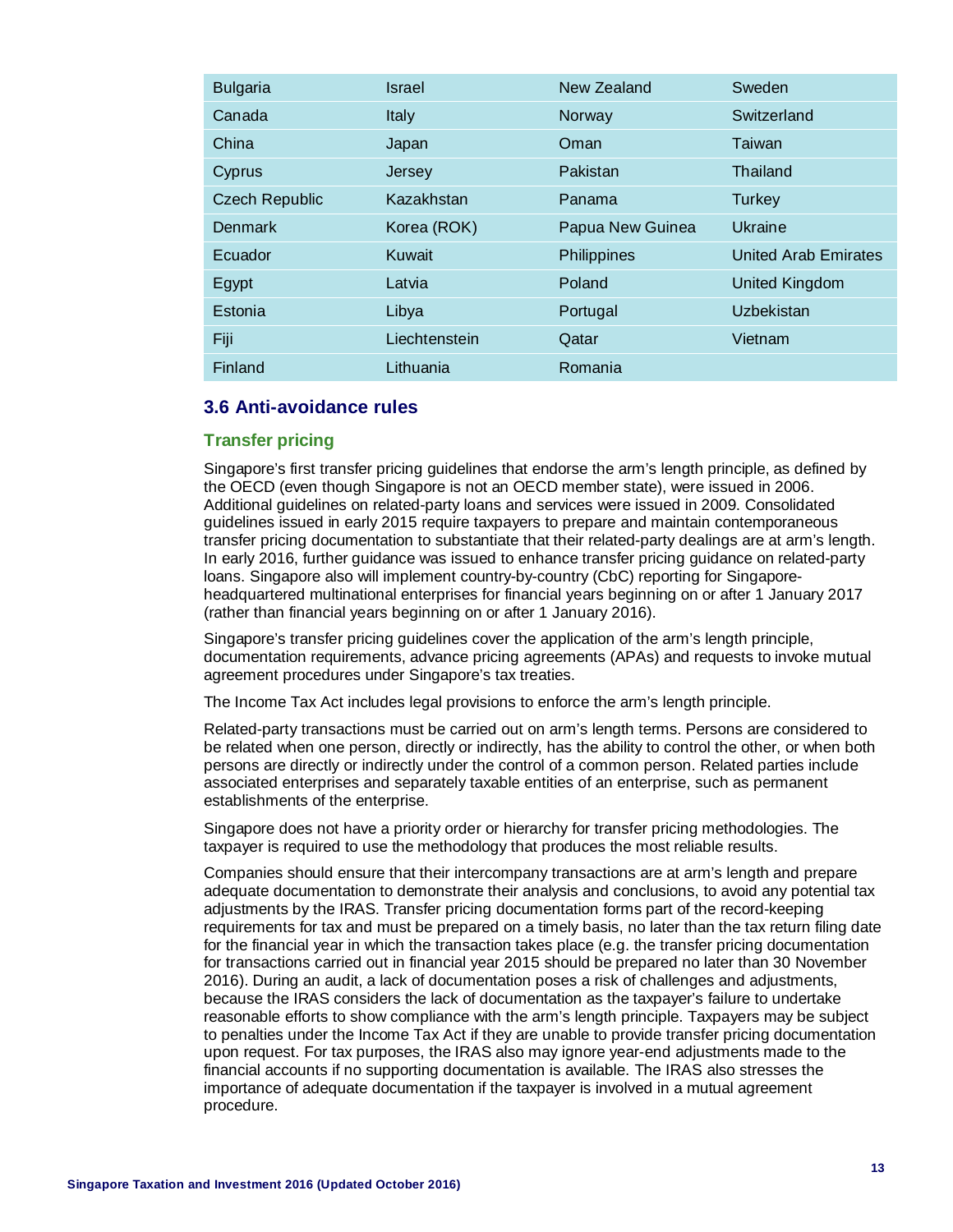| | | | |
|---|---|---|---|
| Bulgaria | Israel | New Zealand | Sweden |
| Canada | Italy | Norway | Switzerland |
| China | Japan | Oman | Taiwan |
| Cyprus | Jersey | Pakistan | Thailand |
| Czech Republic | Kazakhstan | Panama | Turkey |
| Denmark | Korea (ROK) | Papua New Guinea | Ukraine |
| Ecuador | Kuwait | Philippines | United Arab Emirates |
| Egypt | Latvia | Poland | United Kingdom |
| Estonia | Libya | Portugal | Uzbekistan |
| Fiji | Liechtenstein | Qatar | Vietnam |
| Finland | Lithuania | Romania | |

## 3.6 Anti-avoidance rules

### Transfer pricing

Singapore's first transfer pricing guidelines that endorse the arm's length principle, as defined by the OECD (even though Singapore is not an OECD member state), were issued in 2006. Additional guidelines on related-party loans and services were issued in 2009. Consolidated guidelines issued in early 2015 require taxpayers to prepare and maintain contemporaneous transfer pricing documentation to substantiate that their related-party dealings are at arm's length. In early 2016, further guidance was issued to enhance transfer pricing guidance on related-party loans. Singapore also will implement country-by-country (CbC) reporting for Singapore-headquartered multinational enterprises for financial years beginning on or after 1 January 2017 (rather than financial years beginning on or after 1 January 2016).

Singapore's transfer pricing guidelines cover the application of the arm's length principle, documentation requirements, advance pricing agreements (APAs) and requests to invoke mutual agreement procedures under Singapore's tax treaties.

The Income Tax Act includes legal provisions to enforce the arm's length principle.

Related-party transactions must be carried out on arm's length terms. Persons are considered to be related when one person, directly or indirectly, has the ability to control the other, or when both persons are directly or indirectly under the control of a common person. Related parties include associated enterprises and separately taxable entities of an enterprise, such as permanent establishments of the enterprise.

Singapore does not have a priority order or hierarchy for transfer pricing methodologies. The taxpayer is required to use the methodology that produces the most reliable results.

Companies should ensure that their intercompany transactions are at arm's length and prepare adequate documentation to demonstrate their analysis and conclusions, to avoid any potential tax adjustments by the IRAS. Transfer pricing documentation forms part of the record-keeping requirements for tax and must be prepared on a timely basis, no later than the tax return filing date for the financial year in which the transaction takes place (e.g. the transfer pricing documentation for transactions carried out in financial year 2015 should be prepared no later than 30 November 2016). During an audit, a lack of documentation poses a risk of challenges and adjustments, because the IRAS considers the lack of documentation as the taxpayer's failure to undertake reasonable efforts to show compliance with the arm's length principle. Taxpayers may be subject to penalties under the Income Tax Act if they are unable to provide transfer pricing documentation upon request. For tax purposes, the IRAS also may ignore year-end adjustments made to the financial accounts if no supporting documentation is available. The IRAS also stresses the importance of adequate documentation if the taxpayer is involved in a mutual agreement procedure.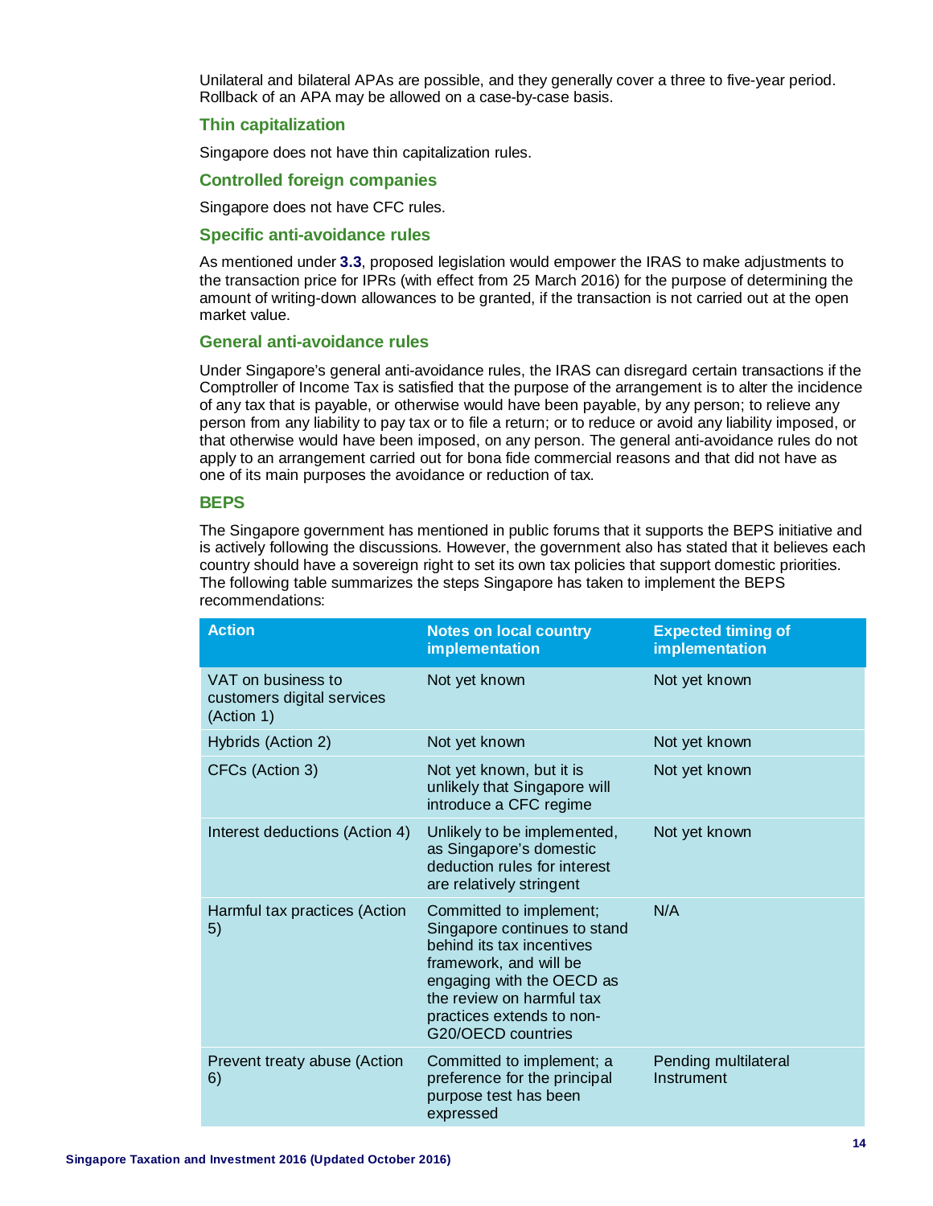Unilateral and bilateral APAs are possible, and they generally cover a three to five-year period. Rollback of an APA may be allowed on a case-by-case basis.

### Thin capitalization

Singapore does not have thin capitalization rules.

### Controlled foreign companies

Singapore does not have CFC rules.

### Specific anti-avoidance rules

As mentioned under **3.3**, proposed legislation would empower the IRAS to make adjustments to the transaction price for IPRs (with effect from 25 March 2016) for the purpose of determining the amount of writing-down allowances to be granted, if the transaction is not carried out at the open market value.

### General anti-avoidance rules

Under Singapore's general anti-avoidance rules, the IRAS can disregard certain transactions if the Comptroller of Income Tax is satisfied that the purpose of the arrangement is to alter the incidence of any tax that is payable, or otherwise would have been payable, by any person; to relieve any person from any liability to pay tax or to file a return; or to reduce or avoid any liability imposed, or that otherwise would have been imposed, on any person. The general anti-avoidance rules do not apply to an arrangement carried out for bona fide commercial reasons and that did not have as one of its main purposes the avoidance or reduction of tax.

### BEPS

The Singapore government has mentioned in public forums that it supports the BEPS initiative and is actively following the discussions. However, the government also has stated that it believes each country should have a sovereign right to set its own tax policies that support domestic priorities. The following table summarizes the steps Singapore has taken to implement the BEPS recommendations:

| Action | Notes on local country implementation | Expected timing of implementation |
|---|---|---|
| VAT on business to customers digital services (Action 1) | Not yet known | Not yet known |
| Hybrids (Action 2) | Not yet known | Not yet known |
| CFCs (Action 3) | Not yet known, but it is unlikely that Singapore will introduce a CFC regime | Not yet known |
| Interest deductions (Action 4) | Unlikely to be implemented, as Singapore's domestic deduction rules for interest are relatively stringent | Not yet known |
| Harmful tax practices (Action 5) | Committed to implement; Singapore continues to stand behind its tax incentives framework, and will be engaging with the OECD as the review on harmful tax practices extends to non-G20/OECD countries | N/A |
| Prevent treaty abuse (Action 6) | Committed to implement; a preference for the principal purpose test has been expressed | Pending multilateral Instrument |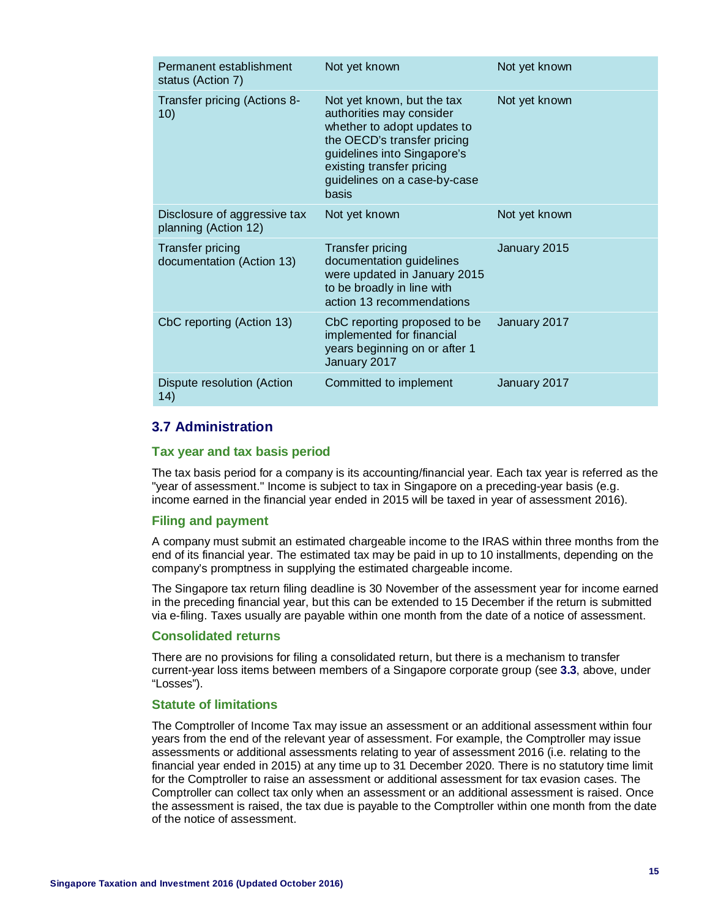| Permanent establishment status (Action 7) | Not yet known | Not yet known |
|---|---|---|
| Transfer pricing (Actions 8-10) | Not yet known, but the tax authorities may consider whether to adopt updates to the OECD's transfer pricing guidelines into Singapore's existing transfer pricing guidelines on a case-by-case basis | Not yet known |
| Disclosure of aggressive tax planning (Action 12) | Not yet known | Not yet known |
| Transfer pricing documentation (Action 13) | Transfer pricing documentation guidelines were updated in January 2015 to be broadly in line with action 13 recommendations | January 2015 |
| CbC reporting (Action 13) | CbC reporting proposed to be implemented for financial years beginning on or after 1 January 2017 | January 2017 |
| Dispute resolution (Action 14) | Committed to implement | January 2017 |

## 3.7 Administration

### Tax year and tax basis period

The tax basis period for a company is its accounting/financial year. Each tax year is referred as the "year of assessment." Income is subject to tax in Singapore on a preceding-year basis (e.g. income earned in the financial year ended in 2015 will be taxed in year of assessment 2016).

### Filing and payment

A company must submit an estimated chargeable income to the IRAS within three months from the end of its financial year. The estimated tax may be paid in up to 10 installments, depending on the company's promptness in supplying the estimated chargeable income.

The Singapore tax return filing deadline is 30 November of the assessment year for income earned in the preceding financial year, but this can be extended to 15 December if the return is submitted via e-filing. Taxes usually are payable within one month from the date of a notice of assessment.

### Consolidated returns

There are no provisions for filing a consolidated return, but there is a mechanism to transfer current-year loss items between members of a Singapore corporate group (see **3.3**, above, under "Losses").

### Statute of limitations

The Comptroller of Income Tax may issue an assessment or an additional assessment within four years from the end of the relevant year of assessment. For example, the Comptroller may issue assessments or additional assessments relating to year of assessment 2016 (i.e. relating to the financial year ended in 2015) at any time up to 31 December 2020. There is no statutory time limit for the Comptroller to raise an assessment or additional assessment for tax evasion cases. The Comptroller can collect tax only when an assessment or an additional assessment is raised. Once the assessment is raised, the tax due is payable to the Comptroller within one month from the date of the notice of assessment.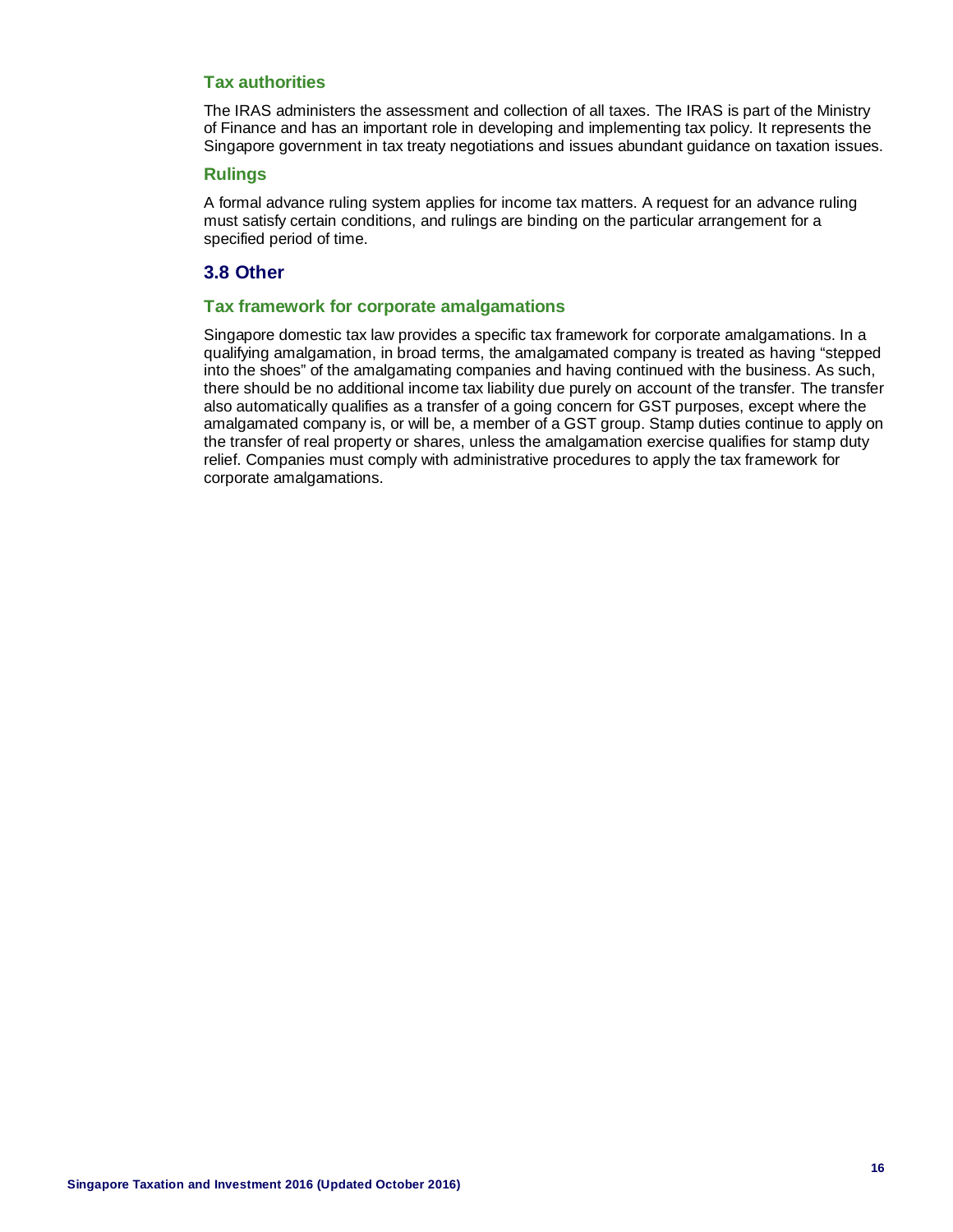### Tax authorities

The IRAS administers the assessment and collection of all taxes. The IRAS is part of the Ministry of Finance and has an important role in developing and implementing tax policy. It represents the Singapore government in tax treaty negotiations and issues abundant guidance on taxation issues.

### Rulings

A formal advance ruling system applies for income tax matters. A request for an advance ruling must satisfy certain conditions, and rulings are binding on the particular arrangement for a specified period of time.

## 3.8 Other

### Tax framework for corporate amalgamations

Singapore domestic tax law provides a specific tax framework for corporate amalgamations. In a qualifying amalgamation, in broad terms, the amalgamated company is treated as having "stepped into the shoes" of the amalgamating companies and having continued with the business. As such, there should be no additional income tax liability due purely on account of the transfer. The transfer also automatically qualifies as a transfer of a going concern for GST purposes, except where the amalgamated company is, or will be, a member of a GST group. Stamp duties continue to apply on the transfer of real property or shares, unless the amalgamation exercise qualifies for stamp duty relief. Companies must comply with administrative procedures to apply the tax framework for corporate amalgamations.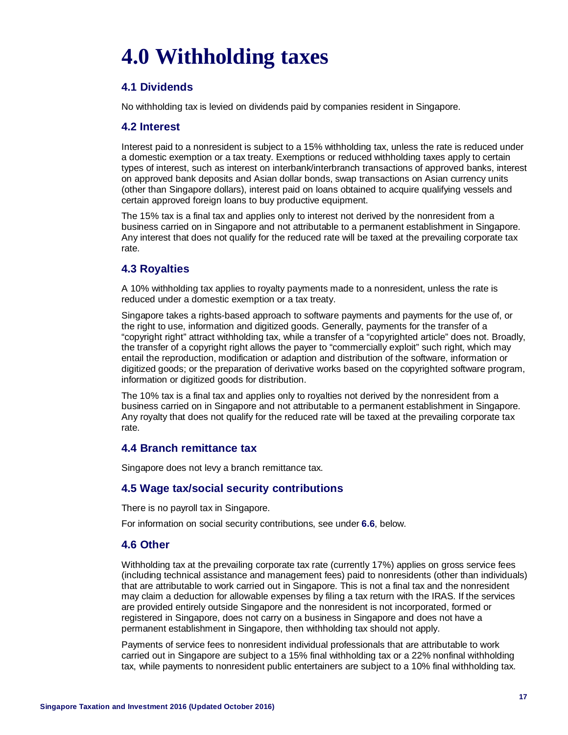# 4.0 Withholding taxes

## 4.1 Dividends

No withholding tax is levied on dividends paid by companies resident in Singapore.

## 4.2 Interest

Interest paid to a nonresident is subject to a 15% withholding tax, unless the rate is reduced under a domestic exemption or a tax treaty. Exemptions or reduced withholding taxes apply to certain types of interest, such as interest on interbank/interbranch transactions of approved banks, interest on approved bank deposits and Asian dollar bonds, swap transactions on Asian currency units (other than Singapore dollars), interest paid on loans obtained to acquire qualifying vessels and certain approved foreign loans to buy productive equipment.

The 15% tax is a final tax and applies only to interest not derived by the nonresident from a business carried on in Singapore and not attributable to a permanent establishment in Singapore. Any interest that does not qualify for the reduced rate will be taxed at the prevailing corporate tax rate.

## 4.3 Royalties

A 10% withholding tax applies to royalty payments made to a nonresident, unless the rate is reduced under a domestic exemption or a tax treaty.

Singapore takes a rights-based approach to software payments and payments for the use of, or the right to use, information and digitized goods. Generally, payments for the transfer of a "copyright right" attract withholding tax, while a transfer of a "copyrighted article" does not. Broadly, the transfer of a copyright right allows the payer to "commercially exploit" such right, which may entail the reproduction, modification or adaption and distribution of the software, information or digitized goods; or the preparation of derivative works based on the copyrighted software program, information or digitized goods for distribution.

The 10% tax is a final tax and applies only to royalties not derived by the nonresident from a business carried on in Singapore and not attributable to a permanent establishment in Singapore. Any royalty that does not qualify for the reduced rate will be taxed at the prevailing corporate tax rate.

## 4.4 Branch remittance tax

Singapore does not levy a branch remittance tax.

## 4.5 Wage tax/social security contributions

There is no payroll tax in Singapore.

For information on social security contributions, see under **6.6**, below.

## 4.6 Other

Withholding tax at the prevailing corporate tax rate (currently 17%) applies on gross service fees (including technical assistance and management fees) paid to nonresidents (other than individuals) that are attributable to work carried out in Singapore. This is not a final tax and the nonresident may claim a deduction for allowable expenses by filing a tax return with the IRAS. If the services are provided entirely outside Singapore and the nonresident is not incorporated, formed or registered in Singapore, does not carry on a business in Singapore and does not have a permanent establishment in Singapore, then withholding tax should not apply.

Payments of service fees to nonresident individual professionals that are attributable to work carried out in Singapore are subject to a 15% final withholding tax or a 22% nonfinal withholding tax, while payments to nonresident public entertainers are subject to a 10% final withholding tax.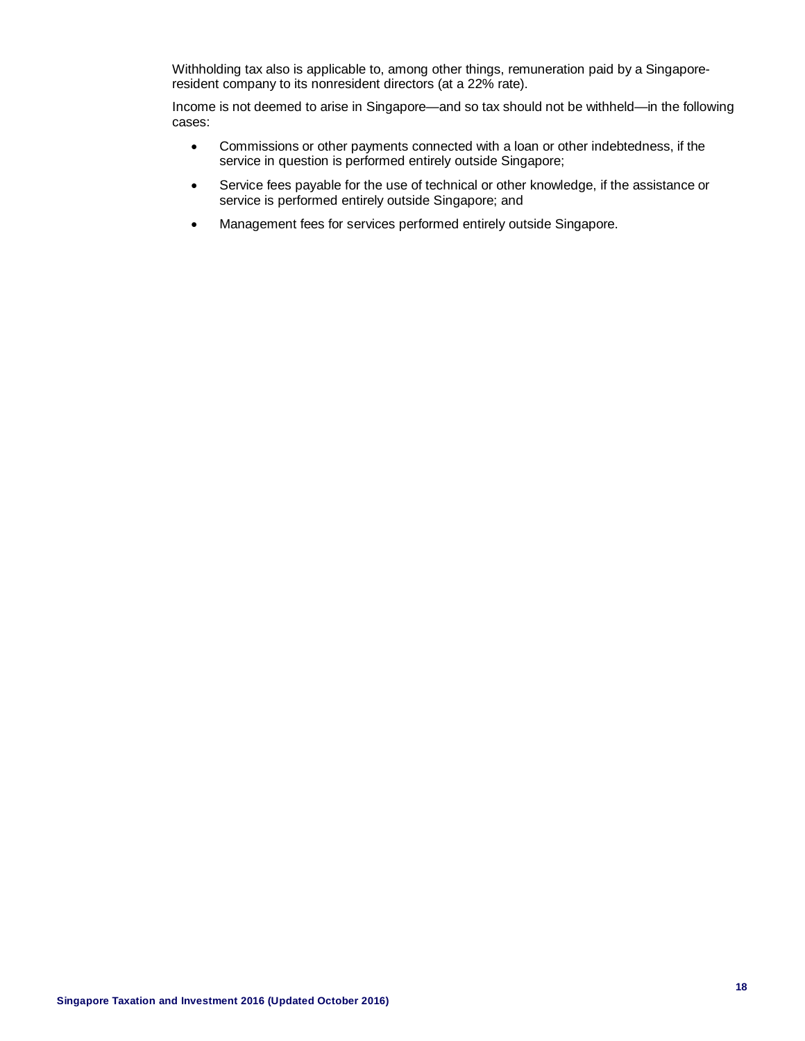Withholding tax also is applicable to, among other things, remuneration paid by a Singapore-resident company to its nonresident directors (at a 22% rate).

Income is not deemed to arise in Singapore—and so tax should not be withheld—in the following cases:

- Commissions or other payments connected with a loan or other indebtedness, if the service in question is performed entirely outside Singapore;
- Service fees payable for the use of technical or other knowledge, if the assistance or service is performed entirely outside Singapore; and
- Management fees for services performed entirely outside Singapore.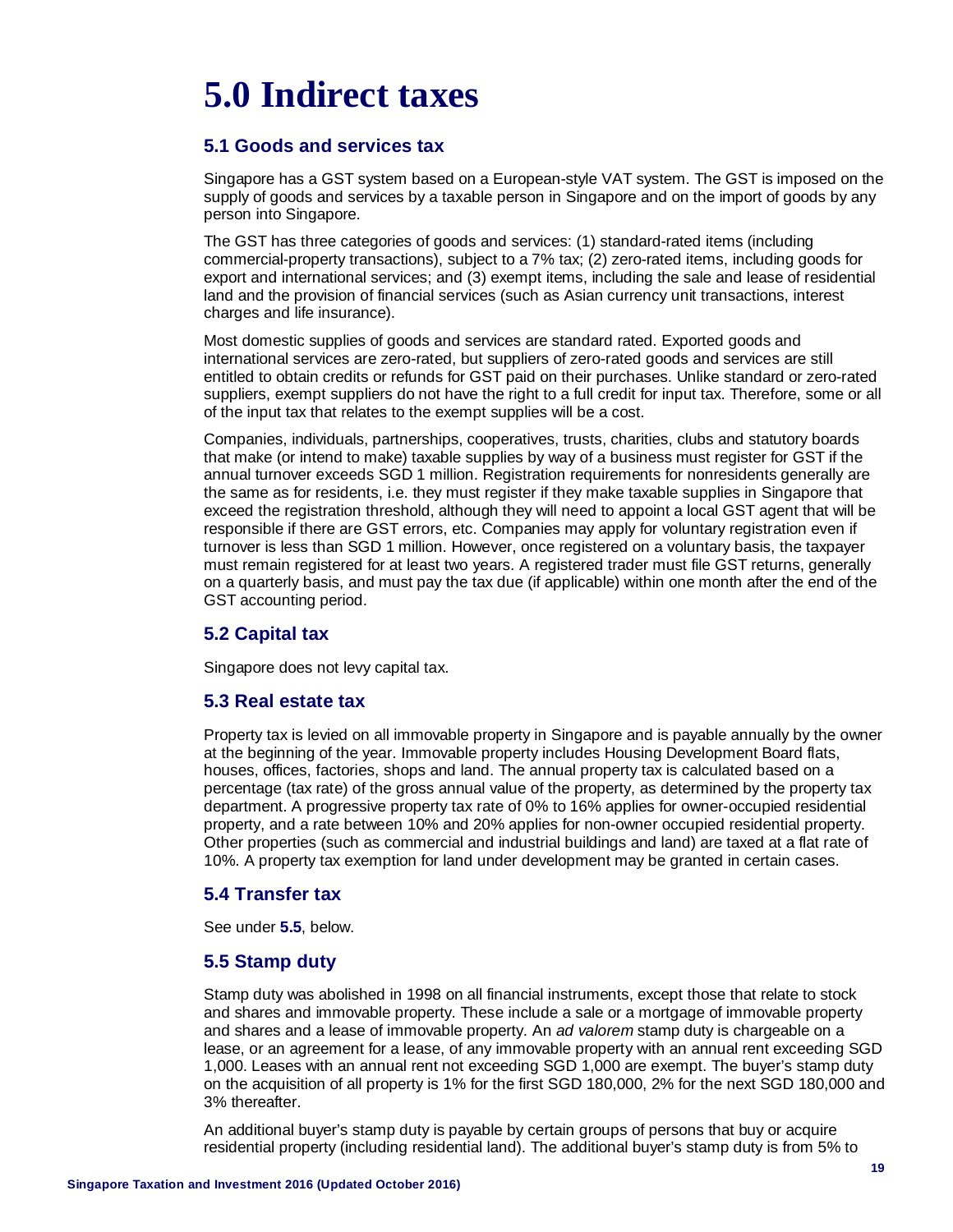# 5.0 Indirect taxes

## 5.1 Goods and services tax

Singapore has a GST system based on a European-style VAT system. The GST is imposed on the supply of goods and services by a taxable person in Singapore and on the import of goods by any person into Singapore.

The GST has three categories of goods and services: (1) standard-rated items (including commercial-property transactions), subject to a 7% tax; (2) zero-rated items, including goods for export and international services; and (3) exempt items, including the sale and lease of residential land and the provision of financial services (such as Asian currency unit transactions, interest charges and life insurance).

Most domestic supplies of goods and services are standard rated. Exported goods and international services are zero-rated, but suppliers of zero-rated goods and services are still entitled to obtain credits or refunds for GST paid on their purchases. Unlike standard or zero-rated suppliers, exempt suppliers do not have the right to a full credit for input tax. Therefore, some or all of the input tax that relates to the exempt supplies will be a cost.

Companies, individuals, partnerships, cooperatives, trusts, charities, clubs and statutory boards that make (or intend to make) taxable supplies by way of a business must register for GST if the annual turnover exceeds SGD 1 million. Registration requirements for nonresidents generally are the same as for residents, i.e. they must register if they make taxable supplies in Singapore that exceed the registration threshold, although they will need to appoint a local GST agent that will be responsible if there are GST errors, etc. Companies may apply for voluntary registration even if turnover is less than SGD 1 million. However, once registered on a voluntary basis, the taxpayer must remain registered for at least two years. A registered trader must file GST returns, generally on a quarterly basis, and must pay the tax due (if applicable) within one month after the end of the GST accounting period.

## 5.2 Capital tax

Singapore does not levy capital tax.

## 5.3 Real estate tax

Property tax is levied on all immovable property in Singapore and is payable annually by the owner at the beginning of the year. Immovable property includes Housing Development Board flats, houses, offices, factories, shops and land. The annual property tax is calculated based on a percentage (tax rate) of the gross annual value of the property, as determined by the property tax department. A progressive property tax rate of 0% to 16% applies for owner-occupied residential property, and a rate between 10% and 20% applies for non-owner occupied residential property. Other properties (such as commercial and industrial buildings and land) are taxed at a flat rate of 10%. A property tax exemption for land under development may be granted in certain cases.

## 5.4 Transfer tax

See under **5.5**, below.

## 5.5 Stamp duty

Stamp duty was abolished in 1998 on all financial instruments, except those that relate to stock and shares and immovable property. These include a sale or a mortgage of immovable property and shares and a lease of immovable property. An *ad valorem* stamp duty is chargeable on a lease, or an agreement for a lease, of any immovable property with an annual rent exceeding SGD 1,000. Leases with an annual rent not exceeding SGD 1,000 are exempt. The buyer's stamp duty on the acquisition of all property is 1% for the first SGD 180,000, 2% for the next SGD 180,000 and 3% thereafter.

An additional buyer's stamp duty is payable by certain groups of persons that buy or acquire residential property (including residential land). The additional buyer's stamp duty is from 5% to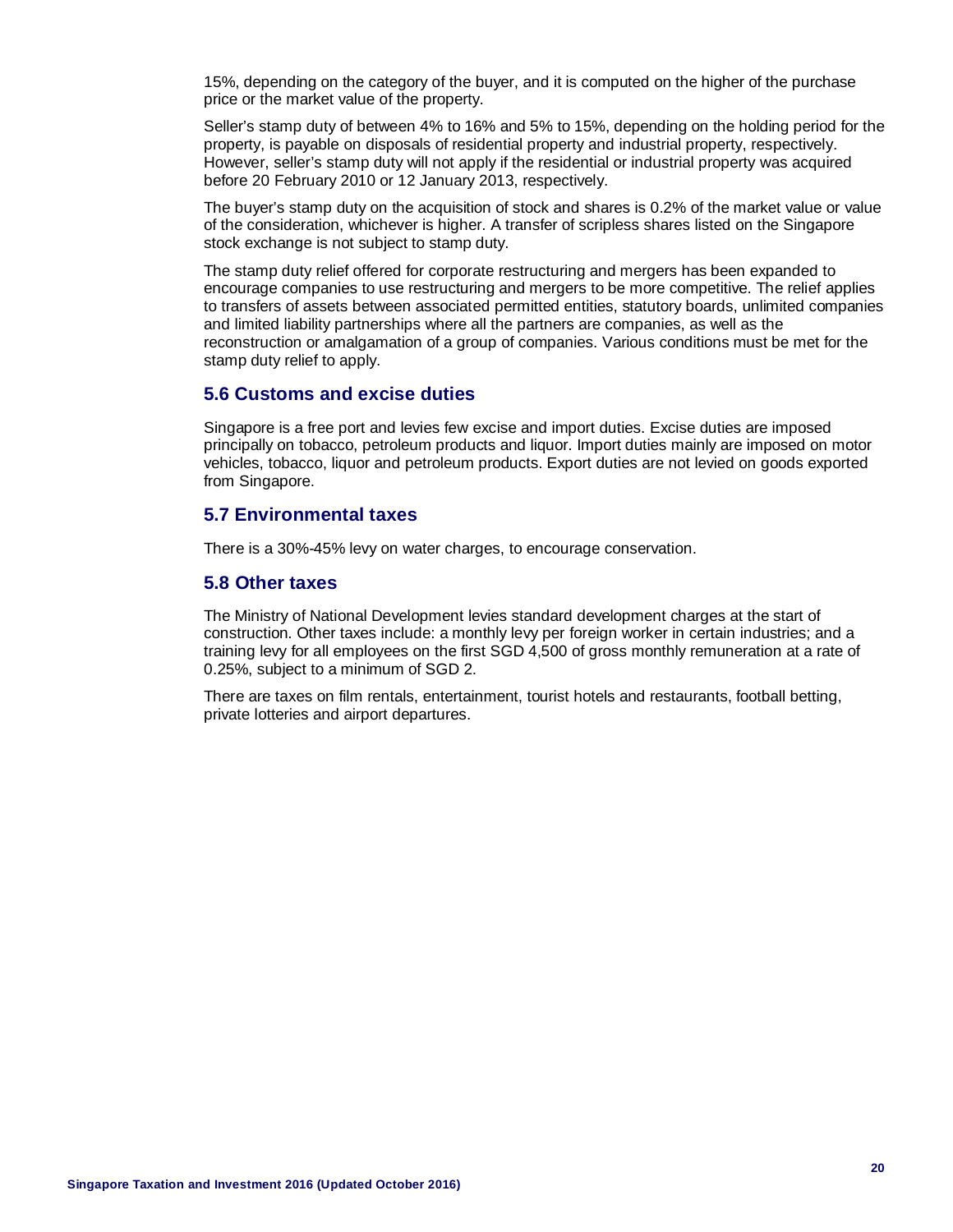15%, depending on the category of the buyer, and it is computed on the higher of the purchase price or the market value of the property.

Seller's stamp duty of between 4% to 16% and 5% to 15%, depending on the holding period for the property, is payable on disposals of residential property and industrial property, respectively. However, seller's stamp duty will not apply if the residential or industrial property was acquired before 20 February 2010 or 12 January 2013, respectively.

The buyer's stamp duty on the acquisition of stock and shares is 0.2% of the market value or value of the consideration, whichever is higher. A transfer of scripless shares listed on the Singapore stock exchange is not subject to stamp duty.

The stamp duty relief offered for corporate restructuring and mergers has been expanded to encourage companies to use restructuring and mergers to be more competitive. The relief applies to transfers of assets between associated permitted entities, statutory boards, unlimited companies and limited liability partnerships where all the partners are companies, as well as the reconstruction or amalgamation of a group of companies. Various conditions must be met for the stamp duty relief to apply.

## 5.6 Customs and excise duties

Singapore is a free port and levies few excise and import duties. Excise duties are imposed principally on tobacco, petroleum products and liquor. Import duties mainly are imposed on motor vehicles, tobacco, liquor and petroleum products. Export duties are not levied on goods exported from Singapore.

## 5.7 Environmental taxes

There is a 30%-45% levy on water charges, to encourage conservation.

## 5.8 Other taxes

The Ministry of National Development levies standard development charges at the start of construction. Other taxes include: a monthly levy per foreign worker in certain industries; and a training levy for all employees on the first SGD 4,500 of gross monthly remuneration at a rate of 0.25%, subject to a minimum of SGD 2.

There are taxes on film rentals, entertainment, tourist hotels and restaurants, football betting, private lotteries and airport departures.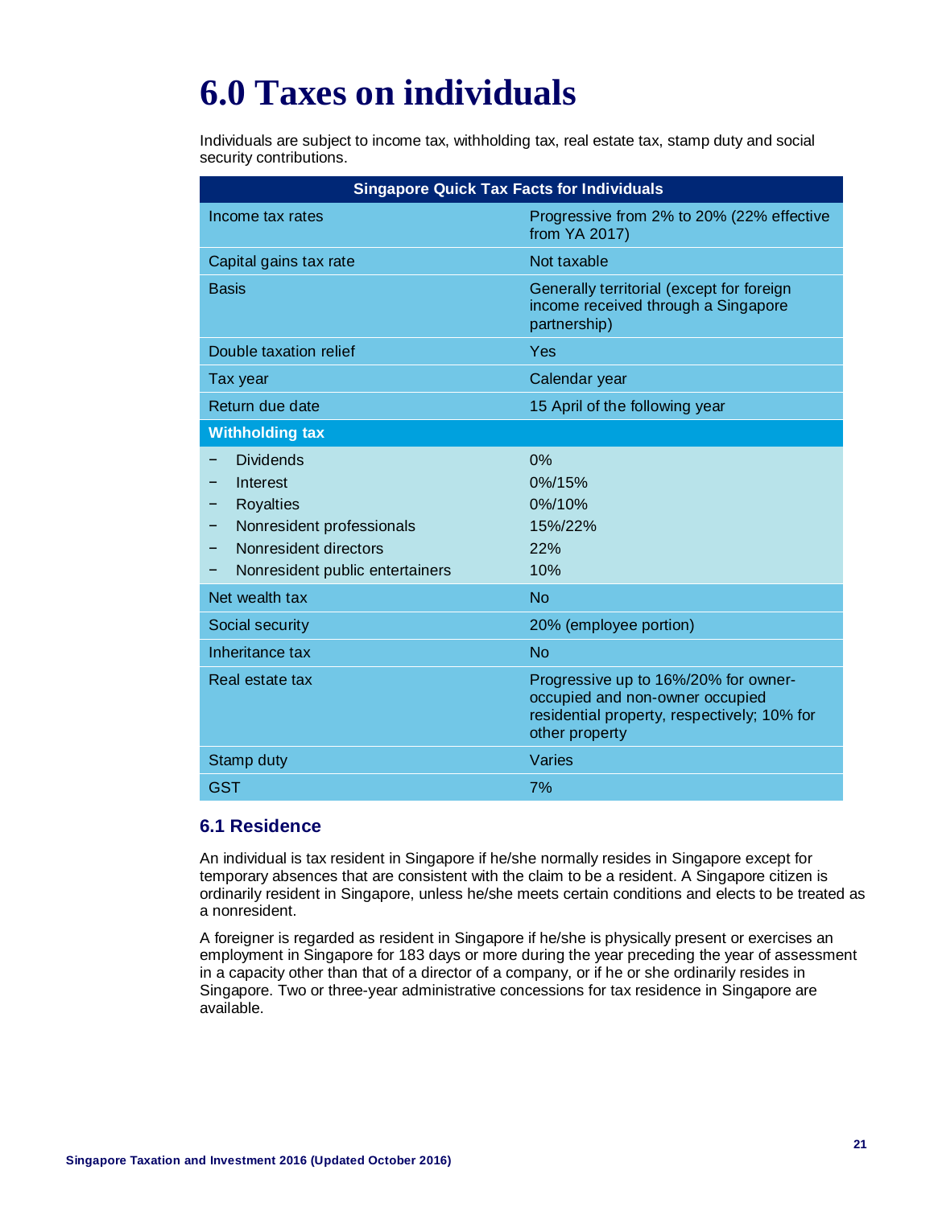# 6.0 Taxes on individuals

Individuals are subject to income tax, withholding tax, real estate tax, stamp duty and social security contributions.

| Singapore Quick Tax Facts for Individuals | |
|---|---|
| Income tax rates | Progressive from 2% to 20% (22% effective from YA 2017) |
| Capital gains tax rate | Not taxable |
| Basis | Generally territorial (except for foreign income received through a Singapore partnership) |
| Double taxation relief | Yes |
| Tax year | Calendar year |
| Return due date | 15 April of the following year |
| **Withholding tax** | |
| − Dividends | 0% |
| − Interest | 0%/15% |
| − Royalties | 0%/10% |
| − Nonresident professionals | 15%/22% |
| − Nonresident directors | 22% |
| − Nonresident public entertainers | 10% |
| Net wealth tax | No |
| Social security | 20% (employee portion) |
| Inheritance tax | No |
| Real estate tax | Progressive up to 16%/20% for owner-occupied and non-owner occupied residential property, respectively; 10% for other property |
| Stamp duty | Varies |
| GST | 7% |

## 6.1 Residence

An individual is tax resident in Singapore if he/she normally resides in Singapore except for temporary absences that are consistent with the claim to be a resident. A Singapore citizen is ordinarily resident in Singapore, unless he/she meets certain conditions and elects to be treated as a nonresident.

A foreigner is regarded as resident in Singapore if he/she is physically present or exercises an employment in Singapore for 183 days or more during the year preceding the year of assessment in a capacity other than that of a director of a company, or if he or she ordinarily resides in Singapore. Two or three-year administrative concessions for tax residence in Singapore are available.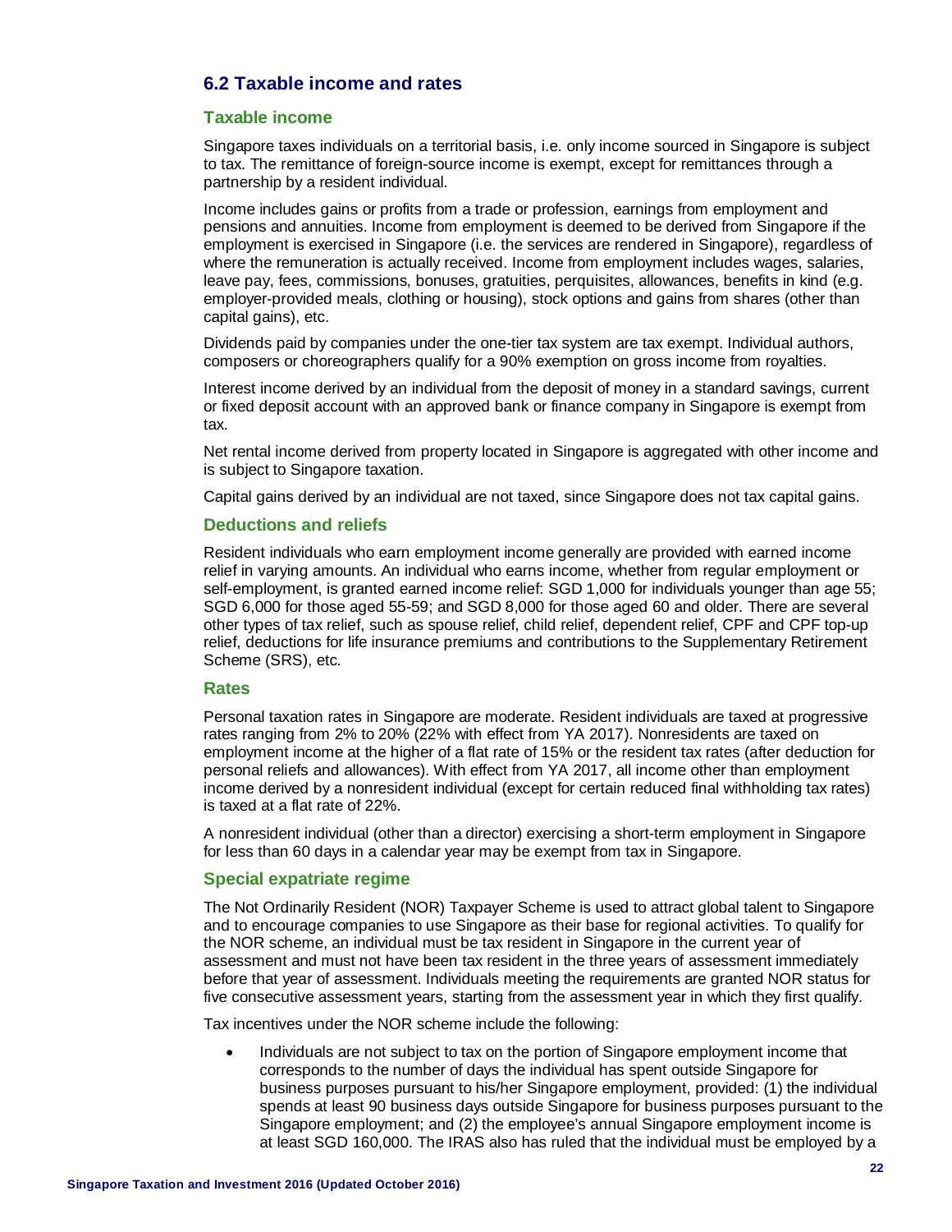## 6.2 Taxable income and rates

### Taxable income

Singapore taxes individuals on a territorial basis, i.e. only income sourced in Singapore is subject to tax. The remittance of foreign-source income is exempt, except for remittances through a partnership by a resident individual.

Income includes gains or profits from a trade or profession, earnings from employment and pensions and annuities. Income from employment is deemed to be derived from Singapore if the employment is exercised in Singapore (i.e. the services are rendered in Singapore), regardless of where the remuneration is actually received. Income from employment includes wages, salaries, leave pay, fees, commissions, bonuses, gratuities, perquisites, allowances, benefits in kind (e.g. employer-provided meals, clothing or housing), stock options and gains from shares (other than capital gains), etc.

Dividends paid by companies under the one-tier tax system are tax exempt. Individual authors, composers or choreographers qualify for a 90% exemption on gross income from royalties.

Interest income derived by an individual from the deposit of money in a standard savings, current or fixed deposit account with an approved bank or finance company in Singapore is exempt from tax.

Net rental income derived from property located in Singapore is aggregated with other income and is subject to Singapore taxation.

Capital gains derived by an individual are not taxed, since Singapore does not tax capital gains.

### Deductions and reliefs

Resident individuals who earn employment income generally are provided with earned income relief in varying amounts. An individual who earns income, whether from regular employment or self-employment, is granted earned income relief: SGD 1,000 for individuals younger than age 55; SGD 6,000 for those aged 55-59; and SGD 8,000 for those aged 60 and older. There are several other types of tax relief, such as spouse relief, child relief, dependent relief, CPF and CPF top-up relief, deductions for life insurance premiums and contributions to the Supplementary Retirement Scheme (SRS), etc.

### Rates

Personal taxation rates in Singapore are moderate. Resident individuals are taxed at progressive rates ranging from 2% to 20% (22% with effect from YA 2017). Nonresidents are taxed on employment income at the higher of a flat rate of 15% or the resident tax rates (after deduction for personal reliefs and allowances). With effect from YA 2017, all income other than employment income derived by a nonresident individual (except for certain reduced final withholding tax rates) is taxed at a flat rate of 22%.

A nonresident individual (other than a director) exercising a short-term employment in Singapore for less than 60 days in a calendar year may be exempt from tax in Singapore.

### Special expatriate regime

The Not Ordinarily Resident (NOR) Taxpayer Scheme is used to attract global talent to Singapore and to encourage companies to use Singapore as their base for regional activities. To qualify for the NOR scheme, an individual must be tax resident in Singapore in the current year of assessment and must not have been tax resident in the three years of assessment immediately before that year of assessment. Individuals meeting the requirements are granted NOR status for five consecutive assessment years, starting from the assessment year in which they first qualify.

Tax incentives under the NOR scheme include the following:

- Individuals are not subject to tax on the portion of Singapore employment income that corresponds to the number of days the individual has spent outside Singapore for business purposes pursuant to his/her Singapore employment, provided: (1) the individual spends at least 90 business days outside Singapore for business purposes pursuant to the Singapore employment; and (2) the employee's annual Singapore employment income is at least SGD 160,000. The IRAS also has ruled that the individual must be employed by a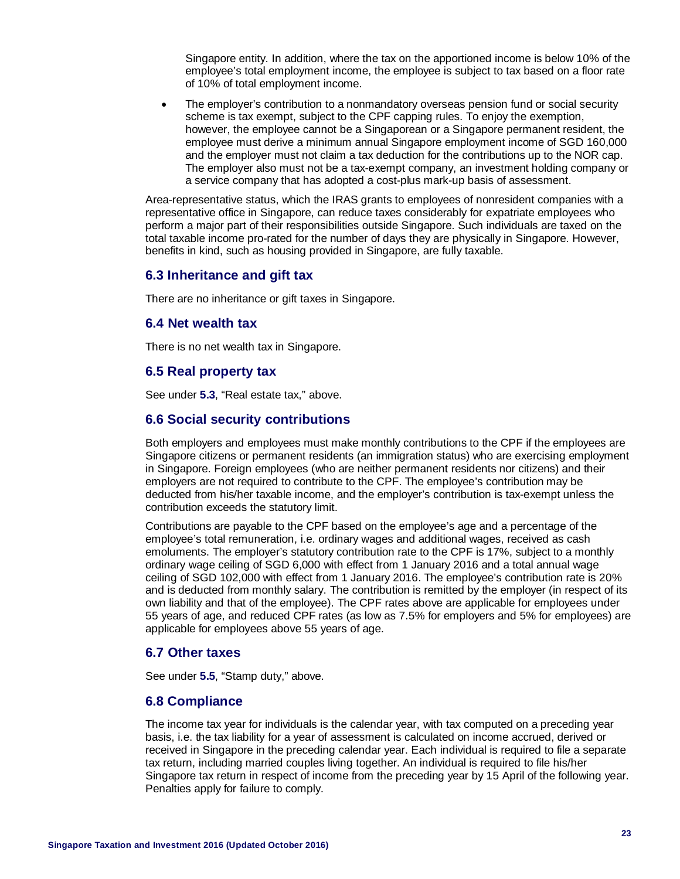Singapore entity. In addition, where the tax on the apportioned income is below 10% of the employee's total employment income, the employee is subject to tax based on a floor rate of 10% of total employment income.

- The employer's contribution to a nonmandatory overseas pension fund or social security scheme is tax exempt, subject to the CPF capping rules. To enjoy the exemption, however, the employee cannot be a Singaporean or a Singapore permanent resident, the employee must derive a minimum annual Singapore employment income of SGD 160,000 and the employer must not claim a tax deduction for the contributions up to the NOR cap. The employer also must not be a tax-exempt company, an investment holding company or a service company that has adopted a cost-plus mark-up basis of assessment.

Area-representative status, which the IRAS grants to employees of nonresident companies with a representative office in Singapore, can reduce taxes considerably for expatriate employees who perform a major part of their responsibilities outside Singapore. Such individuals are taxed on the total taxable income pro-rated for the number of days they are physically in Singapore. However, benefits in kind, such as housing provided in Singapore, are fully taxable.

## 6.3 Inheritance and gift tax

There are no inheritance or gift taxes in Singapore.

## 6.4 Net wealth tax

There is no net wealth tax in Singapore.

## 6.5 Real property tax

See under **5.3**, "Real estate tax," above.

## 6.6 Social security contributions

Both employers and employees must make monthly contributions to the CPF if the employees are Singapore citizens or permanent residents (an immigration status) who are exercising employment in Singapore. Foreign employees (who are neither permanent residents nor citizens) and their employers are not required to contribute to the CPF. The employee's contribution may be deducted from his/her taxable income, and the employer's contribution is tax-exempt unless the contribution exceeds the statutory limit.

Contributions are payable to the CPF based on the employee's age and a percentage of the employee's total remuneration, i.e. ordinary wages and additional wages, received as cash emoluments. The employer's statutory contribution rate to the CPF is 17%, subject to a monthly ordinary wage ceiling of SGD 6,000 with effect from 1 January 2016 and a total annual wage ceiling of SGD 102,000 with effect from 1 January 2016. The employee's contribution rate is 20% and is deducted from monthly salary. The contribution is remitted by the employer (in respect of its own liability and that of the employee). The CPF rates above are applicable for employees under 55 years of age, and reduced CPF rates (as low as 7.5% for employers and 5% for employees) are applicable for employees above 55 years of age.

## 6.7 Other taxes

See under **5.5**, "Stamp duty," above.

## 6.8 Compliance

The income tax year for individuals is the calendar year, with tax computed on a preceding year basis, i.e. the tax liability for a year of assessment is calculated on income accrued, derived or received in Singapore in the preceding calendar year. Each individual is required to file a separate tax return, including married couples living together. An individual is required to file his/her Singapore tax return in respect of income from the preceding year by 15 April of the following year. Penalties apply for failure to comply.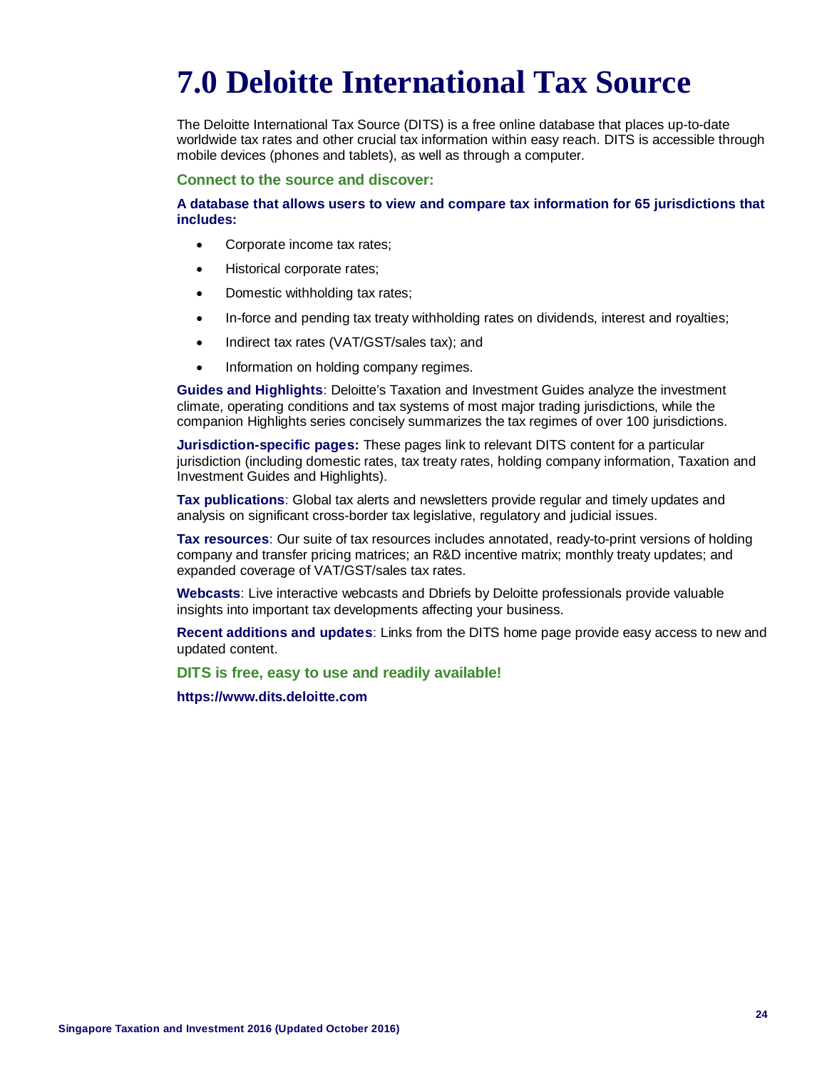# 7.0 Deloitte International Tax Source

The Deloitte International Tax Source (DITS) is a free online database that places up-to-date worldwide tax rates and other crucial tax information within easy reach. DITS is accessible through mobile devices (phones and tablets), as well as through a computer.

### Connect to the source and discover:

**A database that allows users to view and compare tax information for 65 jurisdictions that includes:**

- Corporate income tax rates;
- Historical corporate rates;
- Domestic withholding tax rates;
- In-force and pending tax treaty withholding rates on dividends, interest and royalties;
- Indirect tax rates (VAT/GST/sales tax); and
- Information on holding company regimes.

**Guides and Highlights**: Deloitte's Taxation and Investment Guides analyze the investment climate, operating conditions and tax systems of most major trading jurisdictions, while the companion Highlights series concisely summarizes the tax regimes of over 100 jurisdictions.

**Jurisdiction-specific pages:** These pages link to relevant DITS content for a particular jurisdiction (including domestic rates, tax treaty rates, holding company information, Taxation and Investment Guides and Highlights).

**Tax publications**: Global tax alerts and newsletters provide regular and timely updates and analysis on significant cross-border tax legislative, regulatory and judicial issues.

**Tax resources**: Our suite of tax resources includes annotated, ready-to-print versions of holding company and transfer pricing matrices; an R&D incentive matrix; monthly treaty updates; and expanded coverage of VAT/GST/sales tax rates.

**Webcasts**: Live interactive webcasts and Dbriefs by Deloitte professionals provide valuable insights into important tax developments affecting your business.

**Recent additions and updates**: Links from the DITS home page provide easy access to new and updated content.

### DITS is free, easy to use and readily available!

**https://www.dits.deloitte.com**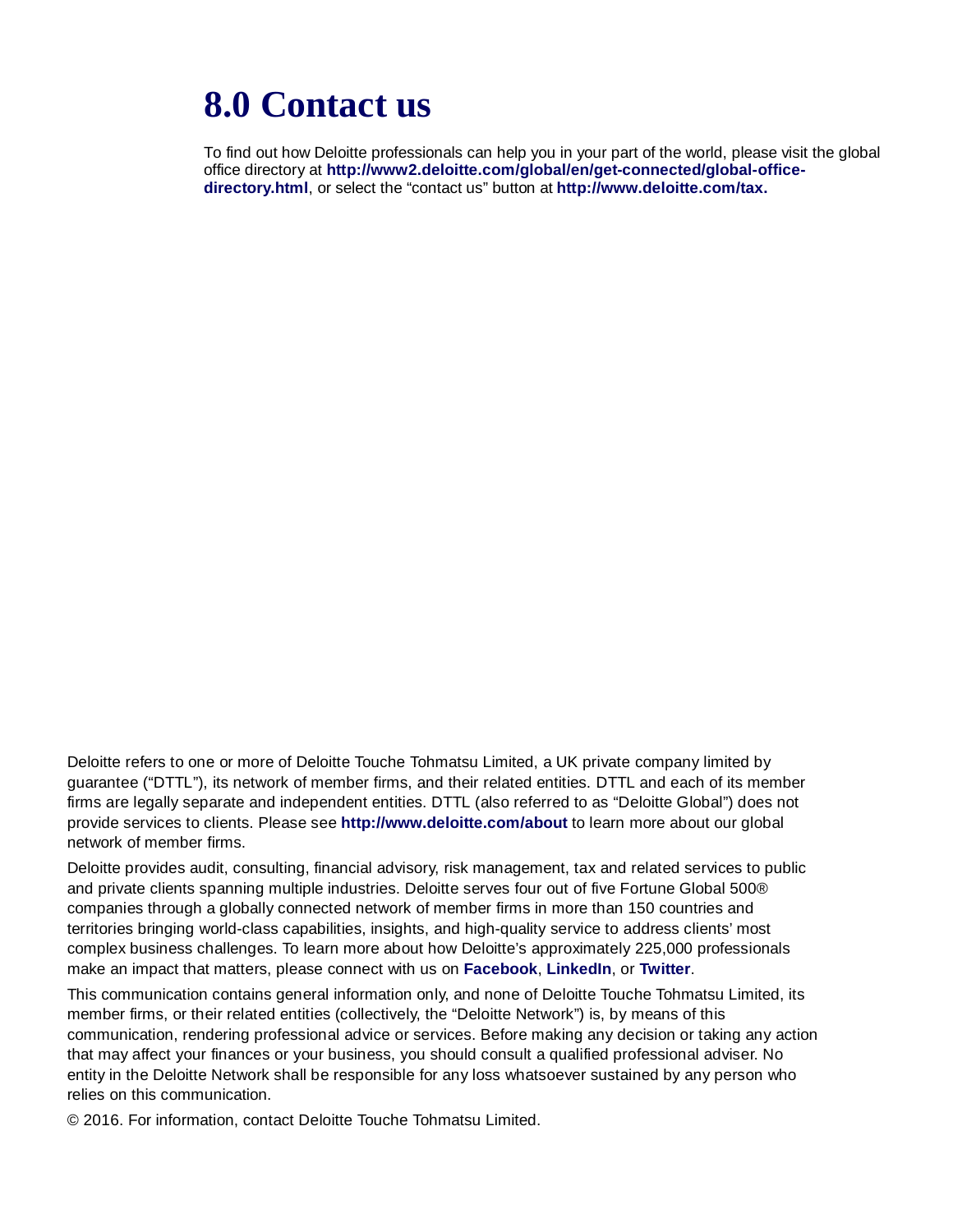# 8.0 Contact us

To find out how Deloitte professionals can help you in your part of the world, please visit the global office directory at **http://www2.deloitte.com/global/en/get-connected/global-office-directory.html**, or select the “contact us” button at **http://www.deloitte.com/tax.**

Deloitte refers to one or more of Deloitte Touche Tohmatsu Limited, a UK private company limited by guarantee (“DTTL”), its network of member firms, and their related entities. DTTL and each of its member firms are legally separate and independent entities. DTTL (also referred to as “Deloitte Global”) does not provide services to clients. Please see **http://www.deloitte.com/about** to learn more about our global network of member firms.

Deloitte provides audit, consulting, financial advisory, risk management, tax and related services to public and private clients spanning multiple industries. Deloitte serves four out of five Fortune Global 500® companies through a globally connected network of member firms in more than 150 countries and territories bringing world-class capabilities, insights, and high-quality service to address clients’ most complex business challenges. To learn more about how Deloitte’s approximately 225,000 professionals make an impact that matters, please connect with us on **Facebook**, **LinkedIn**, or **Twitter**.

This communication contains general information only, and none of Deloitte Touche Tohmatsu Limited, its member firms, or their related entities (collectively, the “Deloitte Network”) is, by means of this communication, rendering professional advice or services. Before making any decision or taking any action that may affect your finances or your business, you should consult a qualified professional adviser. No entity in the Deloitte Network shall be responsible for any loss whatsoever sustained by any person who relies on this communication.

© 2016. For information, contact Deloitte Touche Tohmatsu Limited.